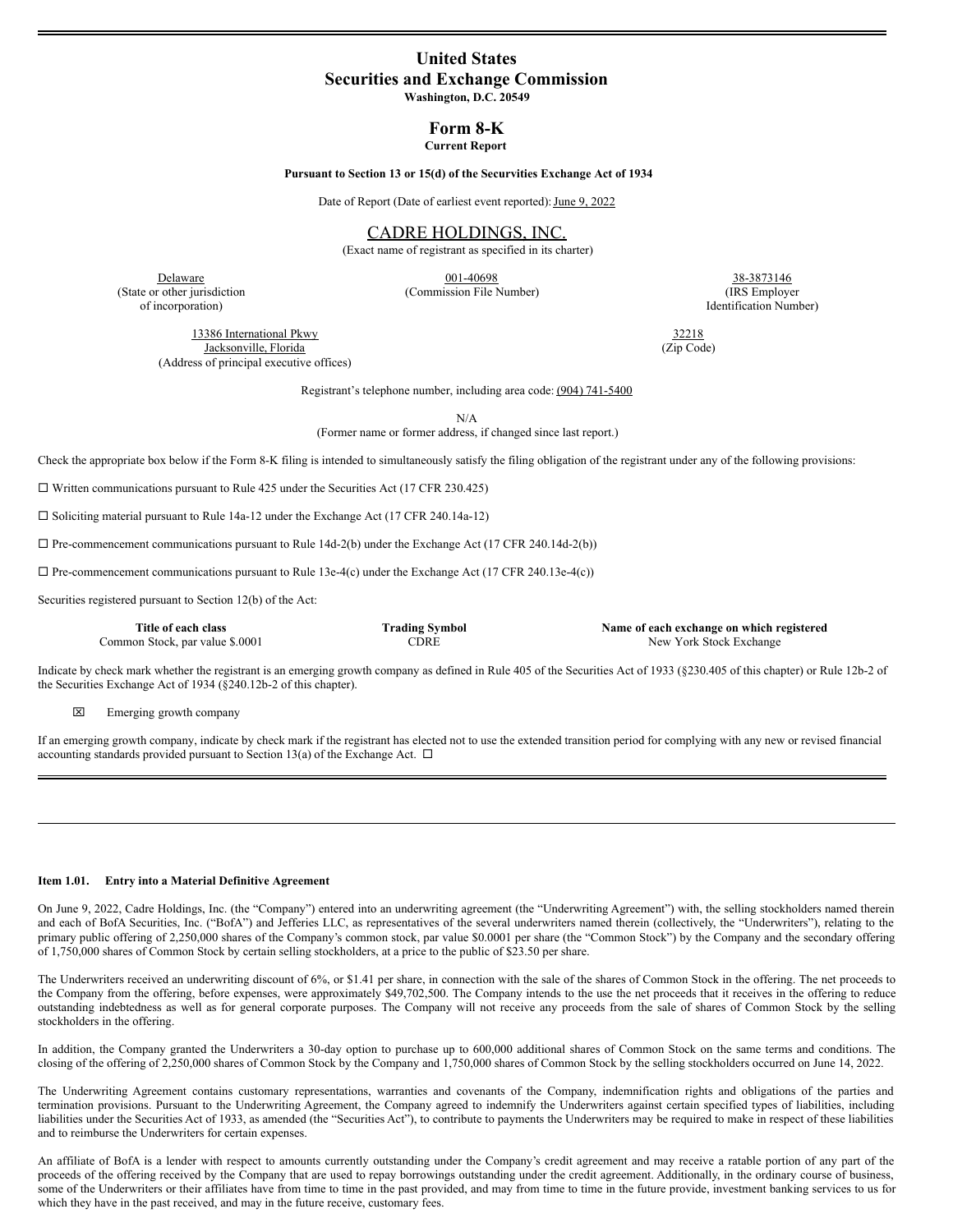# United States
# Securities and Exchange Commission
**Washington, D.C. 20549**

## Form 8-K
**Current Report**

**Pursuant to Section 13 or 15(d) of the Securities Exchange Act of 1934**

Date of Report (Date of earliest event reported): June 9, 2022

CADRE HOLDINGS, INC.
(Exact name of registrant as specified in its charter)

| Delaware | 001-40698 | 38-3873146 |
|---|---|---|
| (State or other jurisdiction of incorporation) | (Commission File Number) | (IRS Employer Identification Number) |

| 13386 International Pkwy Jacksonville, Florida | 32218 |
|---|---|
| (Address of principal executive offices) | (Zip Code) |

Registrant's telephone number, including area code: (904) 741-5400

N/A
(Former name or former address, if changed since last report.)

Check the appropriate box below if the Form 8-K filing is intended to simultaneously satisfy the filing obligation of the registrant under any of the following provisions:

☐ Written communications pursuant to Rule 425 under the Securities Act (17 CFR 230.425)

☐ Soliciting material pursuant to Rule 14a-12 under the Exchange Act (17 CFR 240.14a-12)

☐ Pre-commencement communications pursuant to Rule 14d-2(b) under the Exchange Act (17 CFR 240.14d-2(b))

☐ Pre-commencement communications pursuant to Rule 13e-4(c) under the Exchange Act (17 CFR 240.13e-4(c))

Securities registered pursuant to Section 12(b) of the Act:

| Title of each class | Trading Symbol | Name of each exchange on which registered |
|---|---|---|
| Common Stock, par value $.0001 | CDRE | New York Stock Exchange |

Indicate by check mark whether the registrant is an emerging growth company as defined in Rule 405 of the Securities Act of 1933 (§230.405 of this chapter) or Rule 12b-2 of the Securities Exchange Act of 1934 (§240.12b-2 of this chapter).

☒ Emerging growth company

If an emerging growth company, indicate by check mark if the registrant has elected not to use the extended transition period for complying with any new or revised financial accounting standards provided pursuant to Section 13(a) of the Exchange Act. ☐

---

**Item 1.01. Entry into a Material Definitive Agreement**

On June 9, 2022, Cadre Holdings, Inc. (the "Company") entered into an underwriting agreement (the "Underwriting Agreement") with, the selling stockholders named therein and each of BofA Securities, Inc. ("BofA") and Jefferies LLC, as representatives of the several underwriters named therein (collectively, the "Underwriters"), relating to the primary public offering of 2,250,000 shares of the Company's common stock, par value $0.0001 per share (the "Common Stock") by the Company and the secondary offering of 1,750,000 shares of Common Stock by certain selling stockholders, at a price to the public of $23.50 per share.

The Underwriters received an underwriting discount of 6%, or $1.41 per share, in connection with the sale of the shares of Common Stock in the offering. The net proceeds to the Company from the offering, before expenses, were approximately $49,702,500. The Company intends to the use the net proceeds that it receives in the offering to reduce outstanding indebtedness as well as for general corporate purposes. The Company will not receive any proceeds from the sale of shares of Common Stock by the selling stockholders in the offering.

In addition, the Company granted the Underwriters a 30-day option to purchase up to 600,000 additional shares of Common Stock on the same terms and conditions. The closing of the offering of 2,250,000 shares of Common Stock by the Company and 1,750,000 shares of Common Stock by the selling stockholders occurred on June 14, 2022.

The Underwriting Agreement contains customary representations, warranties and covenants of the Company, indemnification rights and obligations of the parties and termination provisions. Pursuant to the Underwriting Agreement, the Company agreed to indemnify the Underwriters against certain specified types of liabilities, including liabilities under the Securities Act of 1933, as amended (the "Securities Act"), to contribute to payments the Underwriters may be required to make in respect of these liabilities and to reimburse the Underwriters for certain expenses.

An affiliate of BofA is a lender with respect to amounts currently outstanding under the Company's credit agreement and may receive a ratable portion of any part of the proceeds of the offering received by the Company that are used to repay borrowings outstanding under the credit agreement. Additionally, in the ordinary course of business, some of the Underwriters or their affiliates have from time to time in the past provided, and may from time to time in the future provide, investment banking services to us for which they have in the past received, and may in the future receive, customary fees.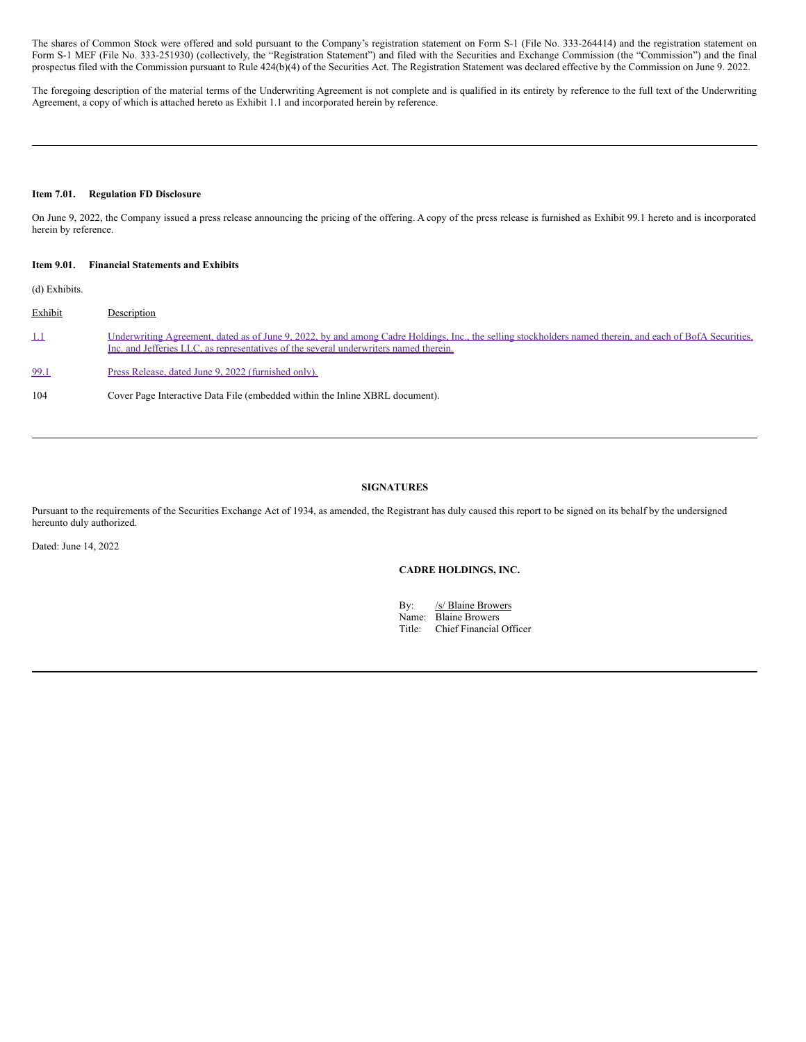The shares of Common Stock were offered and sold pursuant to the Company's registration statement on Form S-1 (File No. 333-264414) and the registration statement on Form S-1 MEF (File No. 333-251930) (collectively, the "Registration Statement") and filed with the Securities and Exchange Commission (the "Commission") and the final prospectus filed with the Commission pursuant to Rule 424(b)(4) of the Securities Act. The Registration Statement was declared effective by the Commission on June 9. 2022.

The foregoing description of the material terms of the Underwriting Agreement is not complete and is qualified in its entirety by reference to the full text of the Underwriting Agreement, a copy of which is attached hereto as Exhibit 1.1 and incorporated herein by reference.

---

**Item 7.01. Regulation FD Disclosure**

On June 9, 2022, the Company issued a press release announcing the pricing of the offering. A copy of the press release is furnished as Exhibit 99.1 hereto and is incorporated herein by reference.

**Item 9.01. Financial Statements and Exhibits**

(d) Exhibits.

| Exhibit | Description |
|---|---|
| 1.1 | Underwriting Agreement, dated as of June 9, 2022, by and among Cadre Holdings, Inc., the selling stockholders named therein, and each of BofA Securities, Inc. and Jefferies LLC, as representatives of the several underwriters named therein. |
| 99.1 | Press Release, dated June 9, 2022 (furnished only). |
| 104 | Cover Page Interactive Data File (embedded within the Inline XBRL document). |

---

**SIGNATURES**

Pursuant to the requirements of the Securities Exchange Act of 1934, as amended, the Registrant has duly caused this report to be signed on its behalf by the undersigned hereunto duly authorized.

Dated: June 14, 2022

**CADRE HOLDINGS, INC.**

By: /s/ Blaine Browers
Name: Blaine Browers
Title: Chief Financial Officer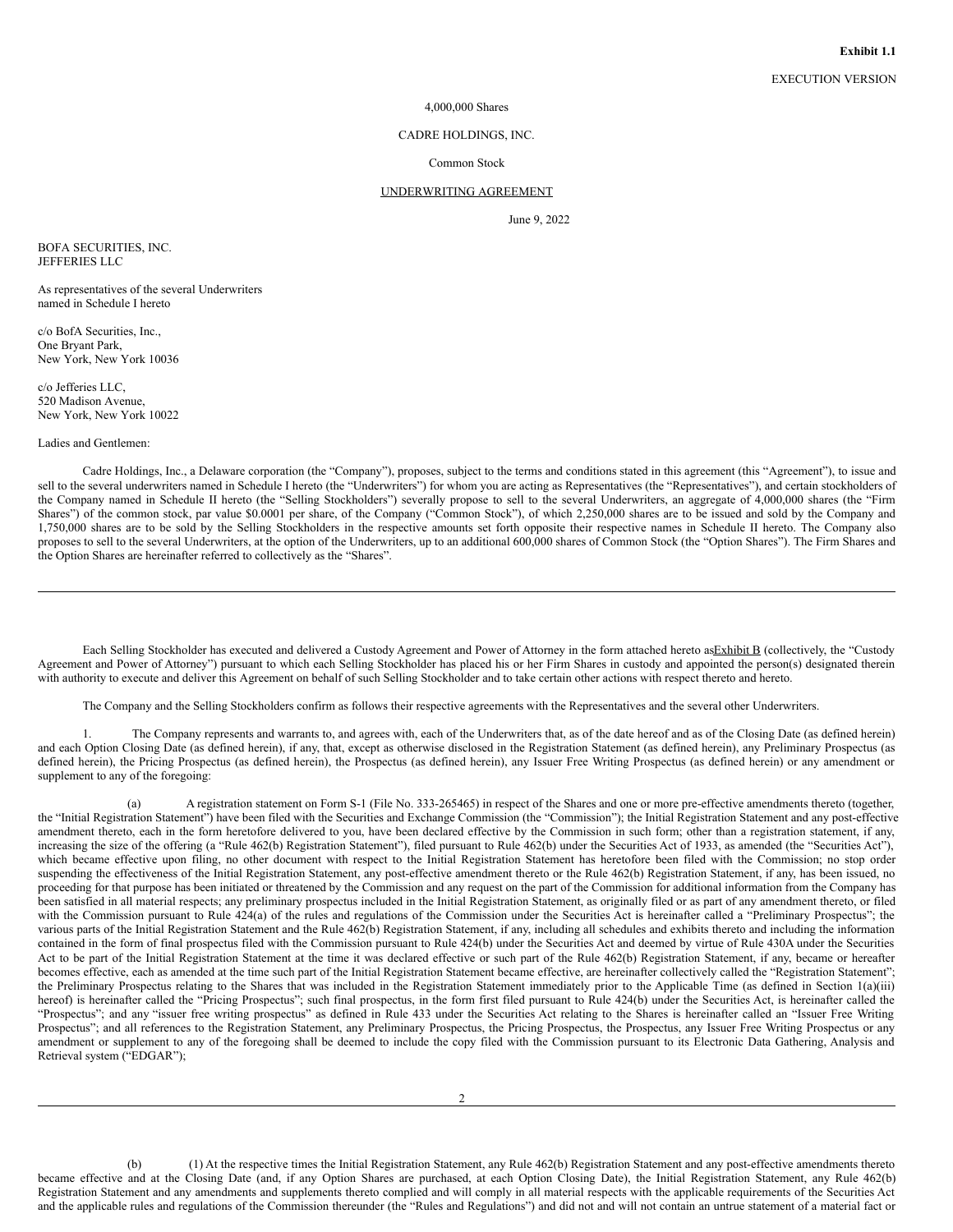**Exhibit 1.1**

EXECUTION VERSION

4,000,000 Shares

CADRE HOLDINGS, INC.

Common Stock

UNDERWRITING AGREEMENT

June 9, 2022

BOFA SECURITIES, INC.
JEFFERIES LLC

As representatives of the several Underwriters
named in Schedule I hereto

c/o BofA Securities, Inc.,
One Bryant Park,
New York, New York 10036

c/o Jefferies LLC,
520 Madison Avenue,
New York, New York 10022

Ladies and Gentlemen:

Cadre Holdings, Inc., a Delaware corporation (the "Company"), proposes, subject to the terms and conditions stated in this agreement (this "Agreement"), to issue and sell to the several underwriters named in Schedule I hereto (the "Underwriters") for whom you are acting as Representatives (the "Representatives"), and certain stockholders of the Company named in Schedule II hereto (the "Selling Stockholders") severally propose to sell to the several Underwriters, an aggregate of 4,000,000 shares (the "Firm Shares") of the common stock, par value $0.0001 per share, of the Company ("Common Stock"), of which 2,250,000 shares are to be issued and sold by the Company and 1,750,000 shares are to be sold by the Selling Stockholders in the respective amounts set forth opposite their respective names in Schedule II hereto. The Company also proposes to sell to the several Underwriters, at the option of the Underwriters, up to an additional 600,000 shares of Common Stock (the "Option Shares"). The Firm Shares and the Option Shares are hereinafter referred to collectively as the "Shares".

---

Each Selling Stockholder has executed and delivered a Custody Agreement and Power of Attorney in the form attached hereto as Exhibit B (collectively, the "Custody Agreement and Power of Attorney") pursuant to which each Selling Stockholder has placed his or her Firm Shares in custody and appointed the person(s) designated therein with authority to execute and deliver this Agreement on behalf of such Selling Stockholder and to take certain other actions with respect thereto and hereto.

The Company and the Selling Stockholders confirm as follows their respective agreements with the Representatives and the several other Underwriters.

1. The Company represents and warrants to, and agrees with, each of the Underwriters that, as of the date hereof and as of the Closing Date (as defined herein) and each Option Closing Date (as defined herein), if any, that, except as otherwise disclosed in the Registration Statement (as defined herein), any Preliminary Prospectus (as defined herein), the Pricing Prospectus (as defined herein), the Prospectus (as defined herein), any Issuer Free Writing Prospectus (as defined herein) or any amendment or supplement to any of the foregoing:

(a) A registration statement on Form S-1 (File No. 333-265465) in respect of the Shares and one or more pre-effective amendments thereto (together, the "Initial Registration Statement") have been filed with the Securities and Exchange Commission (the "Commission"); the Initial Registration Statement and any post-effective amendment thereto, each in the form heretofore delivered to you, have been declared effective by the Commission in such form; other than a registration statement, if any, increasing the size of the offering (a "Rule 462(b) Registration Statement"), filed pursuant to Rule 462(b) under the Securities Act of 1933, as amended (the "Securities Act"), which became effective upon filing, no other document with respect to the Initial Registration Statement has heretofore been filed with the Commission; no stop order suspending the effectiveness of the Initial Registration Statement, any post-effective amendment thereto or the Rule 462(b) Registration Statement, if any, has been issued, no proceeding for that purpose has been initiated or threatened by the Commission and any request on the part of the Commission for additional information from the Company has been satisfied in all material respects; any preliminary prospectus included in the Initial Registration Statement, as originally filed or as part of any amendment thereto, or filed with the Commission pursuant to Rule 424(a) of the rules and regulations of the Commission under the Securities Act is hereinafter called a "Preliminary Prospectus"; the various parts of the Initial Registration Statement and the Rule 462(b) Registration Statement, if any, including all schedules and exhibits thereto and including the information contained in the form of final prospectus filed with the Commission pursuant to Rule 424(b) under the Securities Act and deemed by virtue of Rule 430A under the Securities Act to be part of the Initial Registration Statement at the time it was declared effective or such part of the Rule 462(b) Registration Statement, if any, became or hereafter becomes effective, each as amended at the time such part of the Initial Registration Statement became effective, are hereinafter collectively called the "Registration Statement"; the Preliminary Prospectus relating to the Shares that was included in the Registration Statement immediately prior to the Applicable Time (as defined in Section 1(a)(iii) hereof) is hereinafter called the "Pricing Prospectus"; such final prospectus, in the form first filed pursuant to Rule 424(b) under the Securities Act, is hereinafter called the "Prospectus"; and any "issuer free writing prospectus" as defined in Rule 433 under the Securities Act relating to the Shares is hereinafter called an "Issuer Free Writing Prospectus"; and all references to the Registration Statement, any Preliminary Prospectus, the Pricing Prospectus, the Prospectus, any Issuer Free Writing Prospectus or any amendment or supplement to any of the foregoing shall be deemed to include the copy filed with the Commission pursuant to its Electronic Data Gathering, Analysis and Retrieval system ("EDGAR");

---

(b) (1) At the respective times the Initial Registration Statement, any Rule 462(b) Registration Statement and any post-effective amendments thereto became effective and at the Closing Date (and, if any Option Shares are purchased, at each Option Closing Date), the Initial Registration Statement, any Rule 462(b) Registration Statement and any amendments and supplements thereto complied and will comply in all material respects with the applicable requirements of the Securities Act and the applicable rules and regulations of the Commission thereunder (the "Rules and Regulations") and did not and will not contain an untrue statement of a material fact or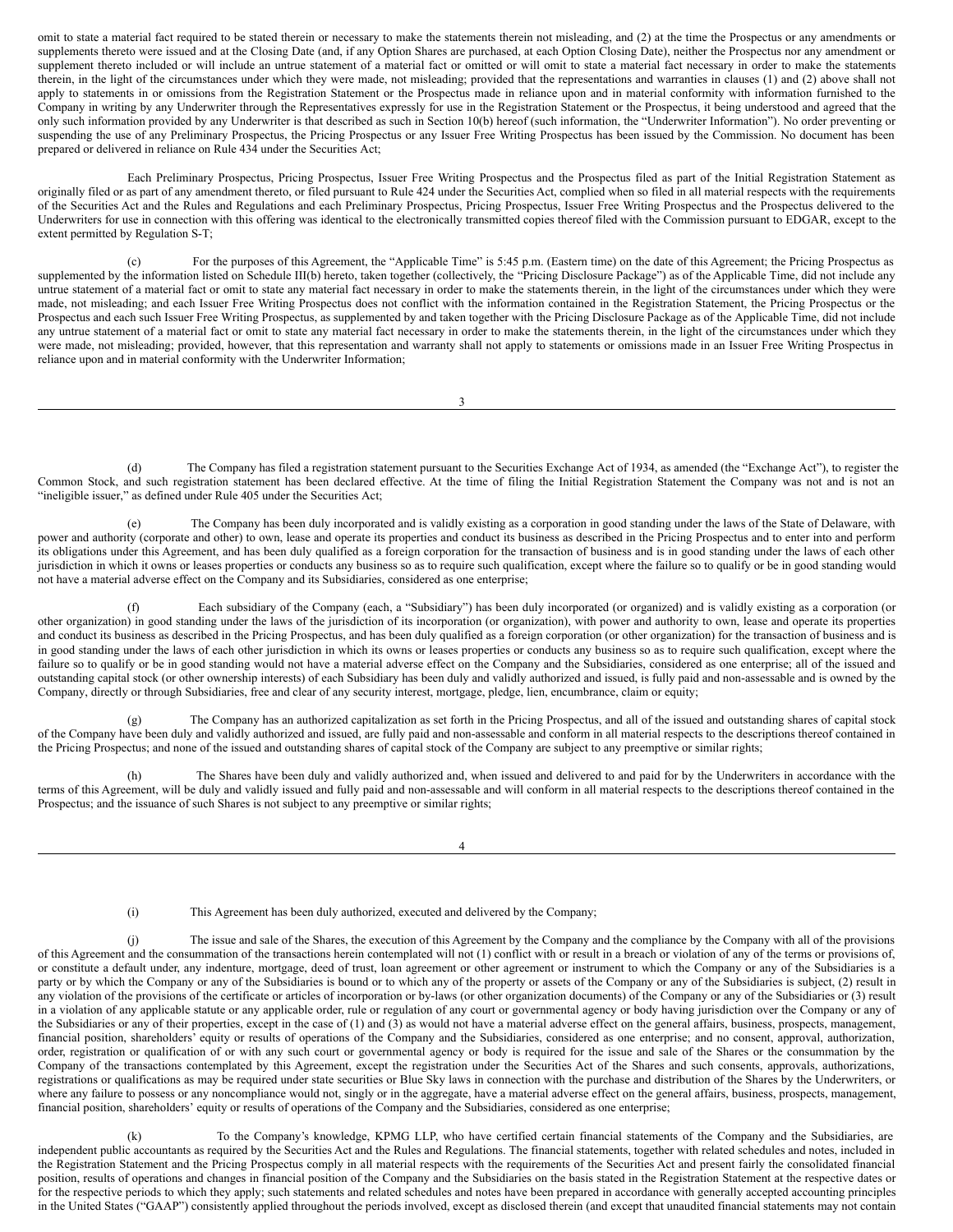omit to state a material fact required to be stated therein or necessary to make the statements therein not misleading, and (2) at the time the Prospectus or any amendments or supplements thereto were issued and at the Closing Date (and, if any Option Shares are purchased, at each Option Closing Date), neither the Prospectus nor any amendment or supplement thereto included or will include an untrue statement of a material fact or omitted or will omit to state a material fact necessary in order to make the statements therein, in the light of the circumstances under which they were made, not misleading; provided that the representations and warranties in clauses (1) and (2) above shall not apply to statements in or omissions from the Registration Statement or the Prospectus made in reliance upon and in material conformity with information furnished to the Company in writing by any Underwriter through the Representatives expressly for use in the Registration Statement or the Prospectus, it being understood and agreed that the only such information provided by any Underwriter is that described as such in Section 10(b) hereof (such information, the "Underwriter Information"). No order preventing or suspending the use of any Preliminary Prospectus, the Pricing Prospectus or any Issuer Free Writing Prospectus has been issued by the Commission. No document has been prepared or delivered in reliance on Rule 434 under the Securities Act;

Each Preliminary Prospectus, Pricing Prospectus, Issuer Free Writing Prospectus and the Prospectus filed as part of the Initial Registration Statement as originally filed or as part of any amendment thereto, or filed pursuant to Rule 424 under the Securities Act, complied when so filed in all material respects with the requirements of the Securities Act and the Rules and Regulations and each Preliminary Prospectus, Pricing Prospectus, Issuer Free Writing Prospectus and the Prospectus delivered to the Underwriters for use in connection with this offering was identical to the electronically transmitted copies thereof filed with the Commission pursuant to EDGAR, except to the extent permitted by Regulation S-T;

(c) For the purposes of this Agreement, the "Applicable Time" is 5:45 p.m. (Eastern time) on the date of this Agreement; the Pricing Prospectus as supplemented by the information listed on Schedule III(b) hereto, taken together (collectively, the "Pricing Disclosure Package") as of the Applicable Time, did not include any untrue statement of a material fact or omit to state any material fact necessary in order to make the statements therein, in the light of the circumstances under which they were made, not misleading; and each Issuer Free Writing Prospectus does not conflict with the information contained in the Registration Statement, the Pricing Prospectus or the Prospectus and each such Issuer Free Writing Prospectus, as supplemented by and taken together with the Pricing Disclosure Package as of the Applicable Time, did not include any untrue statement of a material fact or omit to state any material fact necessary in order to make the statements therein, in the light of the circumstances under which they were made, not misleading; provided, however, that this representation and warranty shall not apply to statements or omissions made in an Issuer Free Writing Prospectus in reliance upon and in material conformity with the Underwriter Information;

(d) The Company has filed a registration statement pursuant to the Securities Exchange Act of 1934, as amended (the "Exchange Act"), to register the Common Stock, and such registration statement has been declared effective. At the time of filing the Initial Registration Statement the Company was not and is not an "ineligible issuer," as defined under Rule 405 under the Securities Act;

(e) The Company has been duly incorporated and is validly existing as a corporation in good standing under the laws of the State of Delaware, with power and authority (corporate and other) to own, lease and operate its properties and conduct its business as described in the Pricing Prospectus and to enter into and perform its obligations under this Agreement, and has been duly qualified as a foreign corporation for the transaction of business and is in good standing under the laws of each other jurisdiction in which it owns or leases properties or conducts any business so as to require such qualification, except where the failure so to qualify or be in good standing would not have a material adverse effect on the Company and its Subsidiaries, considered as one enterprise;

(f) Each subsidiary of the Company (each, a "Subsidiary") has been duly incorporated (or organized) and is validly existing as a corporation (or other organization) in good standing under the laws of the jurisdiction of its incorporation (or organization), with power and authority to own, lease and operate its properties and conduct its business as described in the Pricing Prospectus, and has been duly qualified as a foreign corporation (or other organization) for the transaction of business and is in good standing under the laws of each other jurisdiction in which its owns or leases properties or conducts any business so as to require such qualification, except where the failure so to qualify or be in good standing would not have a material adverse effect on the Company and the Subsidiaries, considered as one enterprise; all of the issued and outstanding capital stock (or other ownership interests) of each Subsidiary has been duly and validly authorized and issued, is fully paid and non-assessable and is owned by the Company, directly or through Subsidiaries, free and clear of any security interest, mortgage, pledge, lien, encumbrance, claim or equity;

(g) The Company has an authorized capitalization as set forth in the Pricing Prospectus, and all of the issued and outstanding shares of capital stock of the Company have been duly and validly authorized and issued, are fully paid and non-assessable and conform in all material respects to the descriptions thereof contained in the Pricing Prospectus; and none of the issued and outstanding shares of capital stock of the Company are subject to any preemptive or similar rights;

(h) The Shares have been duly and validly authorized and, when issued and delivered to and paid for by the Underwriters in accordance with the terms of this Agreement, will be duly and validly issued and fully paid and non-assessable and will conform in all material respects to the descriptions thereof contained in the Prospectus; and the issuance of such Shares is not subject to any preemptive or similar rights;

(i) This Agreement has been duly authorized, executed and delivered by the Company;

(j) The issue and sale of the Shares, the execution of this Agreement by the Company and the compliance by the Company with all of the provisions of this Agreement and the consummation of the transactions herein contemplated will not (1) conflict with or result in a breach or violation of any of the terms or provisions of, or constitute a default under, any indenture, mortgage, deed of trust, loan agreement or other agreement or instrument to which the Company or any of the Subsidiaries is a party or by which the Company or any of the Subsidiaries is bound or to which any of the property or assets of the Company or any of the Subsidiaries is subject, (2) result in any violation of the provisions of the certificate or articles of incorporation or by-laws (or other organization documents) of the Company or any of the Subsidiaries or (3) result in a violation of any applicable statute or any applicable order, rule or regulation of any court or governmental agency or body having jurisdiction over the Company or any of the Subsidiaries or any of their properties, except in the case of (1) and (3) as would not have a material adverse effect on the general affairs, business, prospects, management, financial position, shareholders' equity or results of operations of the Company and the Subsidiaries, considered as one enterprise; and no consent, approval, authorization, order, registration or qualification of or with any such court or governmental agency or body is required for the issue and sale of the Shares or the consummation by the Company of the transactions contemplated by this Agreement, except the registration under the Securities Act of the Shares and such consents, approvals, authorizations, registrations or qualifications as may be required under state securities or Blue Sky laws in connection with the purchase and distribution of the Shares by the Underwriters, or where any failure to possess or any noncompliance would not, singly or in the aggregate, have a material adverse effect on the general affairs, business, prospects, management, financial position, shareholders' equity or results of operations of the Company and the Subsidiaries, considered as one enterprise;

(k) To the Company's knowledge, KPMG LLP, who have certified certain financial statements of the Company and the Subsidiaries, are independent public accountants as required by the Securities Act and the Rules and Regulations. The financial statements, together with related schedules and notes, included in the Registration Statement and the Pricing Prospectus comply in all material respects with the requirements of the Securities Act and present fairly the consolidated financial position, results of operations and changes in financial position of the Company and the Subsidiaries on the basis stated in the Registration Statement at the respective dates or for the respective periods to which they apply; such statements and related schedules and notes have been prepared in accordance with generally accepted accounting principles in the United States ("GAAP") consistently applied throughout the periods involved, except as disclosed therein (and except that unaudited financial statements may not contain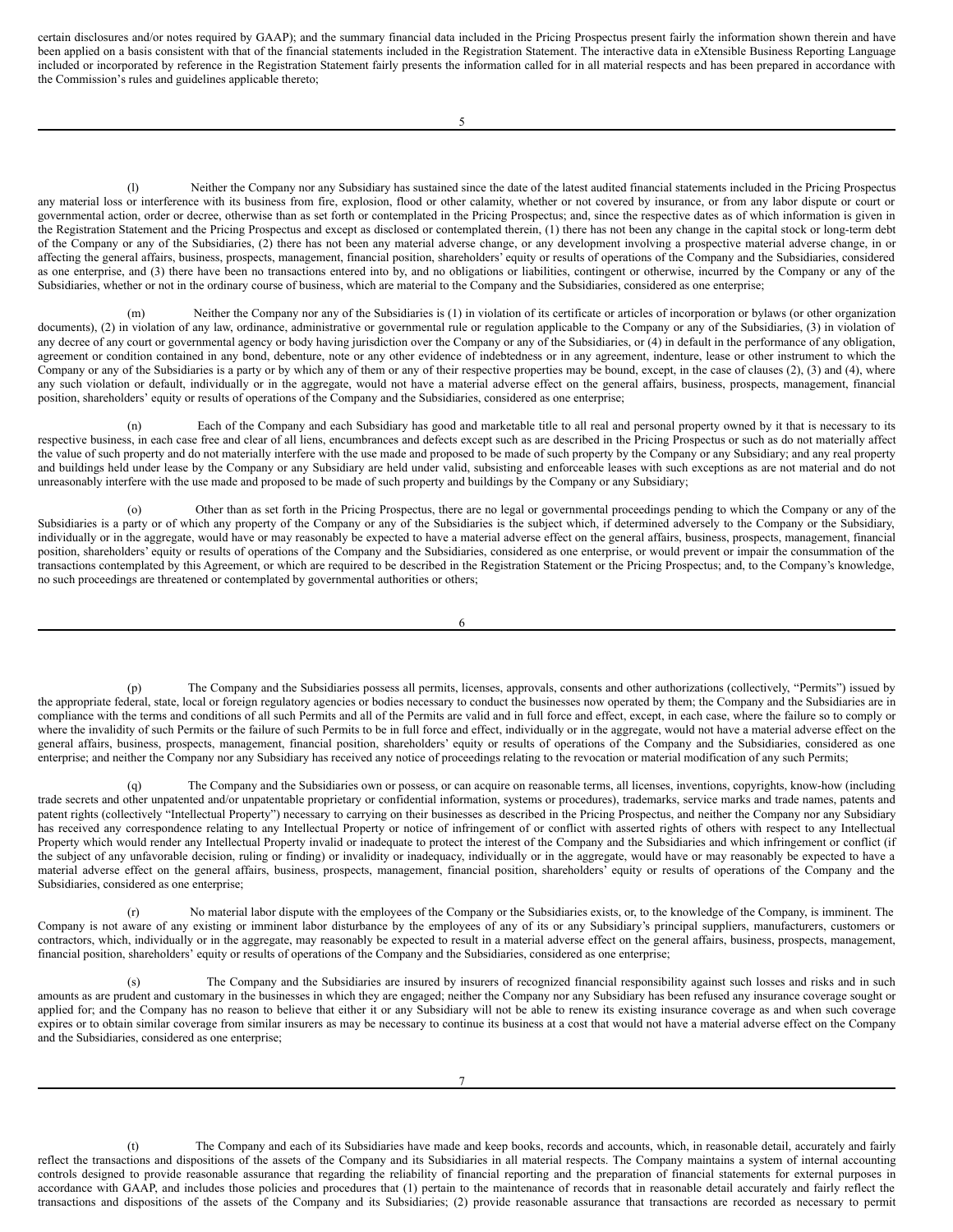certain disclosures and/or notes required by GAAP); and the summary financial data included in the Pricing Prospectus present fairly the information shown therein and have been applied on a basis consistent with that of the financial statements included in the Registration Statement. The interactive data in eXtensible Business Reporting Language included or incorporated by reference in the Registration Statement fairly presents the information called for in all material respects and has been prepared in accordance with the Commission's rules and guidelines applicable thereto;

(l) Neither the Company nor any Subsidiary has sustained since the date of the latest audited financial statements included in the Pricing Prospectus any material loss or interference with its business from fire, explosion, flood or other calamity, whether or not covered by insurance, or from any labor dispute or court or governmental action, order or decree, otherwise than as set forth or contemplated in the Pricing Prospectus; and, since the respective dates as of which information is given in the Registration Statement and the Pricing Prospectus and except as disclosed or contemplated therein, (1) there has not been any change in the capital stock or long-term debt of the Company or any of the Subsidiaries, (2) there has not been any material adverse change, or any development involving a prospective material adverse change, in or affecting the general affairs, business, prospects, management, financial position, shareholders' equity or results of operations of the Company and the Subsidiaries, considered as one enterprise, and (3) there have been no transactions entered into by, and no obligations or liabilities, contingent or otherwise, incurred by the Company or any of the Subsidiaries, whether or not in the ordinary course of business, which are material to the Company and the Subsidiaries, considered as one enterprise;

(m) Neither the Company nor any of the Subsidiaries is (1) in violation of its certificate or articles of incorporation or bylaws (or other organization documents), (2) in violation of any law, ordinance, administrative or governmental rule or regulation applicable to the Company or any of the Subsidiaries, (3) in violation of any decree of any court or governmental agency or body having jurisdiction over the Company or any of the Subsidiaries, or (4) in default in the performance of any obligation, agreement or condition contained in any bond, debenture, note or any other evidence of indebtedness or in any agreement, indenture, lease or other instrument to which the Company or any of the Subsidiaries is a party or by which any of them or any of their respective properties may be bound, except, in the case of clauses (2), (3) and (4), where any such violation or default, individually or in the aggregate, would not have a material adverse effect on the general affairs, business, prospects, management, financial position, shareholders' equity or results of operations of the Company and the Subsidiaries, considered as one enterprise;

(n) Each of the Company and each Subsidiary has good and marketable title to all real and personal property owned by it that is necessary to its respective business, in each case free and clear of all liens, encumbrances and defects except such as are described in the Pricing Prospectus or such as do not materially affect the value of such property and do not materially interfere with the use made and proposed to be made of such property by the Company or any Subsidiary; and any real property and buildings held under lease by the Company or any Subsidiary are held under valid, subsisting and enforceable leases with such exceptions as are not material and do not unreasonably interfere with the use made and proposed to be made of such property and buildings by the Company or any Subsidiary;

(o) Other than as set forth in the Pricing Prospectus, there are no legal or governmental proceedings pending to which the Company or any of the Subsidiaries is a party or of which any property of the Company or any of the Subsidiaries is the subject which, if determined adversely to the Company or the Subsidiary, individually or in the aggregate, would have or may reasonably be expected to have a material adverse effect on the general affairs, business, prospects, management, financial position, shareholders' equity or results of operations of the Company and the Subsidiaries, considered as one enterprise, or would prevent or impair the consummation of the transactions contemplated by this Agreement, or which are required to be described in the Registration Statement or the Pricing Prospectus; and, to the Company's knowledge, no such proceedings are threatened or contemplated by governmental authorities or others;

(p) The Company and the Subsidiaries possess all permits, licenses, approvals, consents and other authorizations (collectively, "Permits") issued by the appropriate federal, state, local or foreign regulatory agencies or bodies necessary to conduct the businesses now operated by them; the Company and the Subsidiaries are in compliance with the terms and conditions of all such Permits and all of the Permits are valid and in full force and effect, except, in each case, where the failure so to comply or where the invalidity of such Permits or the failure of such Permits to be in full force and effect, individually or in the aggregate, would not have a material adverse effect on the general affairs, business, prospects, management, financial position, shareholders' equity or results of operations of the Company and the Subsidiaries, considered as one enterprise; and neither the Company nor any Subsidiary has received any notice of proceedings relating to the revocation or material modification of any such Permits;

(q) The Company and the Subsidiaries own or possess, or can acquire on reasonable terms, all licenses, inventions, copyrights, know-how (including trade secrets and other unpatented and/or unpatentable proprietary or confidential information, systems or procedures), trademarks, service marks and trade names, patents and patent rights (collectively "Intellectual Property") necessary to carrying on their businesses as described in the Pricing Prospectus, and neither the Company nor any Subsidiary has received any correspondence relating to any Intellectual Property or notice of infringement of or conflict with asserted rights of others with respect to any Intellectual Property which would render any Intellectual Property invalid or inadequate to protect the interest of the Company and the Subsidiaries and which infringement or conflict (if the subject of any unfavorable decision, ruling or finding) or invalidity or inadequacy, individually or in the aggregate, would have or may reasonably be expected to have a material adverse effect on the general affairs, business, prospects, management, financial position, shareholders' equity or results of operations of the Company and the Subsidiaries, considered as one enterprise;

(r) No material labor dispute with the employees of the Company or the Subsidiaries exists, or, to the knowledge of the Company, is imminent. The Company is not aware of any existing or imminent labor disturbance by the employees of any of its or any Subsidiary's principal suppliers, manufacturers, customers or contractors, which, individually or in the aggregate, may reasonably be expected to result in a material adverse effect on the general affairs, business, prospects, management, financial position, shareholders' equity or results of operations of the Company and the Subsidiaries, considered as one enterprise;

(s) The Company and the Subsidiaries are insured by insurers of recognized financial responsibility against such losses and risks and in such amounts as are prudent and customary in the businesses in which they are engaged; neither the Company nor any Subsidiary has been refused any insurance coverage sought or applied for; and the Company has no reason to believe that either it or any Subsidiary will not be able to renew its existing insurance coverage as and when such coverage expires or to obtain similar coverage from similar insurers as may be necessary to continue its business at a cost that would not have a material adverse effect on the Company and the Subsidiaries, considered as one enterprise;

(t) The Company and each of its Subsidiaries have made and keep books, records and accounts, which, in reasonable detail, accurately and fairly reflect the transactions and dispositions of the assets of the Company and its Subsidiaries in all material respects. The Company maintains a system of internal accounting controls designed to provide reasonable assurance that regarding the reliability of financial reporting and the preparation of financial statements for external purposes in accordance with GAAP, and includes those policies and procedures that (1) pertain to the maintenance of records that in reasonable detail accurately and fairly reflect the transactions and dispositions of the assets of the Company and its Subsidiaries; (2) provide reasonable assurance that transactions are recorded as necessary to permit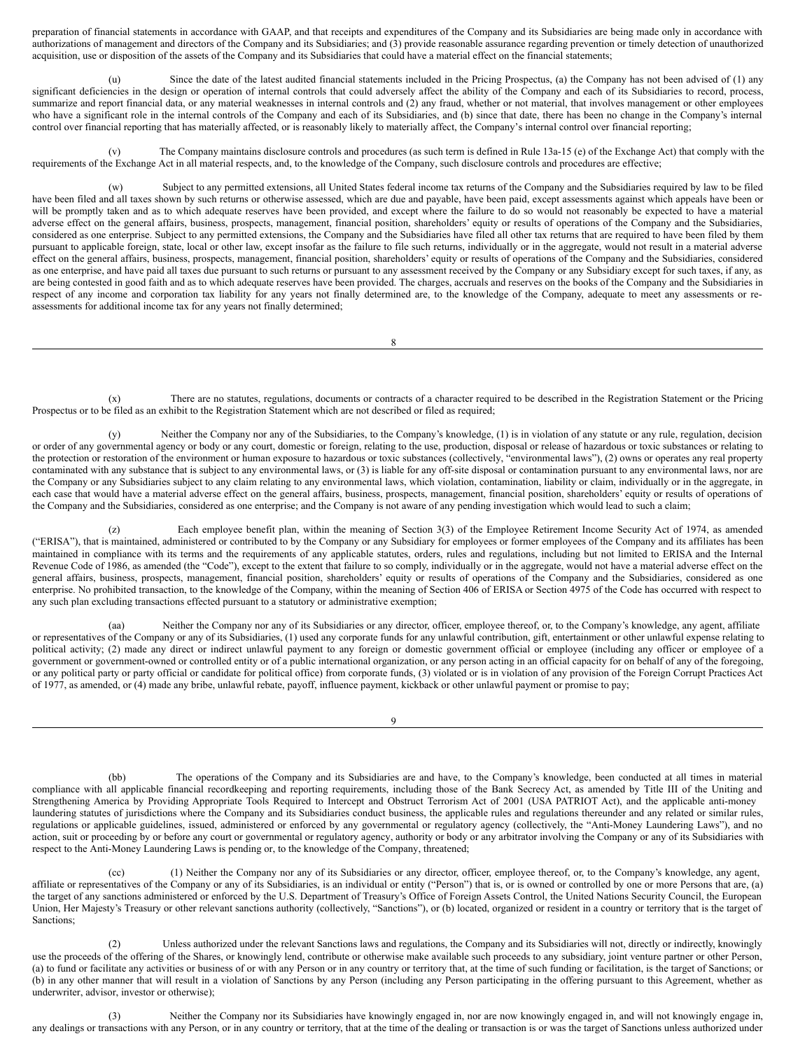preparation of financial statements in accordance with GAAP, and that receipts and expenditures of the Company and its Subsidiaries are being made only in accordance with authorizations of management and directors of the Company and its Subsidiaries; and (3) provide reasonable assurance regarding prevention or timely detection of unauthorized acquisition, use or disposition of the assets of the Company and its Subsidiaries that could have a material effect on the financial statements;

(u) Since the date of the latest audited financial statements included in the Pricing Prospectus, (a) the Company has not been advised of (1) any significant deficiencies in the design or operation of internal controls that could adversely affect the ability of the Company and each of its Subsidiaries to record, process, summarize and report financial data, or any material weaknesses in internal controls and (2) any fraud, whether or not material, that involves management or other employees who have a significant role in the internal controls of the Company and each of its Subsidiaries, and (b) since that date, there has been no change in the Company's internal control over financial reporting that has materially affected, or is reasonably likely to materially affect, the Company's internal control over financial reporting;

(v) The Company maintains disclosure controls and procedures (as such term is defined in Rule 13a-15 (e) of the Exchange Act) that comply with the requirements of the Exchange Act in all material respects, and, to the knowledge of the Company, such disclosure controls and procedures are effective;

(w) Subject to any permitted extensions, all United States federal income tax returns of the Company and the Subsidiaries required by law to be filed have been filed and all taxes shown by such returns or otherwise assessed, which are due and payable, have been paid, except assessments against which appeals have been or will be promptly taken and as to which adequate reserves have been provided, and except where the failure to do so would not reasonably be expected to have a material adverse effect on the general affairs, business, prospects, management, financial position, shareholders' equity or results of operations of the Company and the Subsidiaries, considered as one enterprise. Subject to any permitted extensions, the Company and the Subsidiaries have filed all other tax returns that are required to have been filed by them pursuant to applicable foreign, state, local or other law, except insofar as the failure to file such returns, individually or in the aggregate, would not result in a material adverse effect on the general affairs, business, prospects, management, financial position, shareholders' equity or results of operations of the Company and the Subsidiaries, considered as one enterprise, and have paid all taxes due pursuant to such returns or pursuant to any assessment received by the Company or any Subsidiary except for such taxes, if any, as are being contested in good faith and as to which adequate reserves have been provided. The charges, accruals and reserves on the books of the Company and the Subsidiaries in respect of any income and corporation tax liability for any years not finally determined are, to the knowledge of the Company, adequate to meet any assessments or re-assessments for additional income tax for any years not finally determined;

(x) There are no statutes, regulations, documents or contracts of a character required to be described in the Registration Statement or the Pricing Prospectus or to be filed as an exhibit to the Registration Statement which are not described or filed as required;

(y) Neither the Company nor any of the Subsidiaries, to the Company's knowledge, (1) is in violation of any statute or any rule, regulation, decision or order of any governmental agency or body or any court, domestic or foreign, relating to the use, production, disposal or release of hazardous or toxic substances or relating to the protection or restoration of the environment or human exposure to hazardous or toxic substances (collectively, "environmental laws"), (2) owns or operates any real property contaminated with any substance that is subject to any environmental laws, or (3) is liable for any off-site disposal or contamination pursuant to any environmental laws, nor are the Company or any Subsidiaries subject to any claim relating to any environmental laws, which violation, contamination, liability or claim, individually or in the aggregate, in each case that would have a material adverse effect on the general affairs, business, prospects, management, financial position, shareholders' equity or results of operations of the Company and the Subsidiaries, considered as one enterprise; and the Company is not aware of any pending investigation which would lead to such a claim;

(z) Each employee benefit plan, within the meaning of Section 3(3) of the Employee Retirement Income Security Act of 1974, as amended ("ERISA"), that is maintained, administered or contributed to by the Company or any Subsidiary for employees or former employees of the Company and its affiliates has been maintained in compliance with its terms and the requirements of any applicable statutes, orders, rules and regulations, including but not limited to ERISA and the Internal Revenue Code of 1986, as amended (the "Code"), except to the extent that failure to so comply, individually or in the aggregate, would not have a material adverse effect on the general affairs, business, prospects, management, financial position, shareholders' equity or results of operations of the Company and the Subsidiaries, considered as one enterprise. No prohibited transaction, to the knowledge of the Company, within the meaning of Section 406 of ERISA or Section 4975 of the Code has occurred with respect to any such plan excluding transactions effected pursuant to a statutory or administrative exemption;

(aa) Neither the Company nor any of its Subsidiaries or any director, officer, employee thereof, or, to the Company's knowledge, any agent, affiliate or representatives of the Company or any of its Subsidiaries, (1) used any corporate funds for any unlawful contribution, gift, entertainment or other unlawful expense relating to political activity; (2) made any direct or indirect unlawful payment to any foreign or domestic government official or employee (including any officer or employee of a government or government-owned or controlled entity or of a public international organization, or any person acting in an official capacity for on behalf of any of the foregoing, or any political party or party official or candidate for political office) from corporate funds, (3) violated or is in violation of any provision of the Foreign Corrupt Practices Act of 1977, as amended, or (4) made any bribe, unlawful rebate, payoff, influence payment, kickback or other unlawful payment or promise to pay;

(bb) The operations of the Company and its Subsidiaries are and have, to the Company's knowledge, been conducted at all times in material compliance with all applicable financial recordkeeping and reporting requirements, including those of the Bank Secrecy Act, as amended by Title III of the Uniting and Strengthening America by Providing Appropriate Tools Required to Intercept and Obstruct Terrorism Act of 2001 (USA PATRIOT Act), and the applicable anti-money laundering statutes of jurisdictions where the Company and its Subsidiaries conduct business, the applicable rules and regulations thereunder and any related or similar rules, regulations or applicable guidelines, issued, administered or enforced by any governmental or regulatory agency (collectively, the "Anti-Money Laundering Laws"), and no action, suit or proceeding by or before any court or governmental or regulatory agency, authority or body or any arbitrator involving the Company or any of its Subsidiaries with respect to the Anti-Money Laundering Laws is pending or, to the knowledge of the Company, threatened;

(cc) (1) Neither the Company nor any of its Subsidiaries or any director, officer, employee thereof, or, to the Company's knowledge, any agent, affiliate or representatives of the Company or any of its Subsidiaries, is an individual or entity ("Person") that is, or is owned or controlled by one or more Persons that are, (a) the target of any sanctions administered or enforced by the U.S. Department of Treasury's Office of Foreign Assets Control, the United Nations Security Council, the European Union, Her Majesty's Treasury or other relevant sanctions authority (collectively, "Sanctions"), or (b) located, organized or resident in a country or territory that is the target of Sanctions;

(2) Unless authorized under the relevant Sanctions laws and regulations, the Company and its Subsidiaries will not, directly or indirectly, knowingly use the proceeds of the offering of the Shares, or knowingly lend, contribute or otherwise make available such proceeds to any subsidiary, joint venture partner or other Person, (a) to fund or facilitate any activities or business of or with any Person or in any country or territory that, at the time of such funding or facilitation, is the target of Sanctions; or (b) in any other manner that will result in a violation of Sanctions by any Person (including any Person participating in the offering pursuant to this Agreement, whether as underwriter, advisor, investor or otherwise);

(3) Neither the Company nor its Subsidiaries have knowingly engaged in, nor are now knowingly engaged in, and will not knowingly engage in, any dealings or transactions with any Person, or in any country or territory, that at the time of the dealing or transaction is or was the target of Sanctions unless authorized under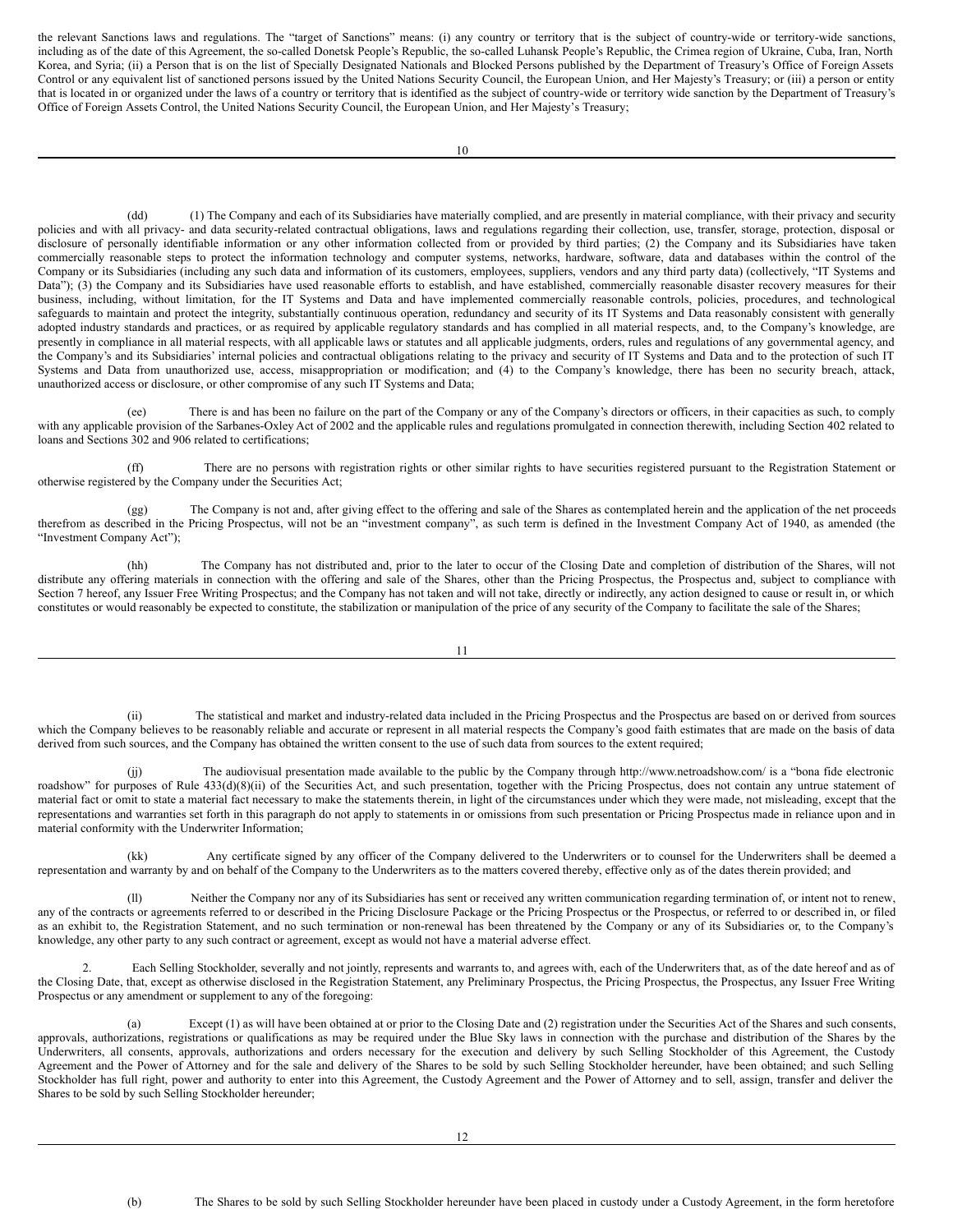the relevant Sanctions laws and regulations. The "target of Sanctions" means: (i) any country or territory that is the subject of country-wide or territory-wide sanctions, including as of the date of this Agreement, the so-called Donetsk People's Republic, the so-called Luhansk People's Republic, the Crimea region of Ukraine, Cuba, Iran, North Korea, and Syria; (ii) a Person that is on the list of Specially Designated Nationals and Blocked Persons published by the Department of Treasury's Office of Foreign Assets Control or any equivalent list of sanctioned persons issued by the United Nations Security Council, the European Union, and Her Majesty's Treasury; or (iii) a person or entity that is located in or organized under the laws of a country or territory that is identified as the subject of country-wide or territory wide sanction by the Department of Treasury's Office of Foreign Assets Control, the United Nations Security Council, the European Union, and Her Majesty's Treasury;

(dd) (1) The Company and each of its Subsidiaries have materially complied, and are presently in material compliance, with their privacy and security policies and with all privacy- and data security-related contractual obligations, laws and regulations regarding their collection, use, transfer, storage, protection, disposal or disclosure of personally identifiable information or any other information collected from or provided by third parties; (2) the Company and its Subsidiaries have taken commercially reasonable steps to protect the information technology and computer systems, networks, hardware, software, data and databases within the control of the Company or its Subsidiaries (including any such data and information of its customers, employees, suppliers, vendors and any third party data) (collectively, "IT Systems and Data"); (3) the Company and its Subsidiaries have used reasonable efforts to establish, and have established, commercially reasonable disaster recovery measures for their business, including, without limitation, for the IT Systems and Data and have implemented commercially reasonable controls, policies, procedures, and technological safeguards to maintain and protect the integrity, substantially continuous operation, redundancy and security of its IT Systems and Data reasonably consistent with generally adopted industry standards and practices, or as required by applicable regulatory standards and has complied in all material respects, and, to the Company's knowledge, are presently in compliance in all material respects, with all applicable laws or statutes and all applicable judgments, orders, rules and regulations of any governmental agency, and the Company's and its Subsidiaries' internal policies and contractual obligations relating to the privacy and security of IT Systems and Data and to the protection of such IT Systems and Data from unauthorized use, access, misappropriation or modification; and (4) to the Company's knowledge, there has been no security breach, attack, unauthorized access or disclosure, or other compromise of any such IT Systems and Data;

(ee) There is and has been no failure on the part of the Company or any of the Company's directors or officers, in their capacities as such, to comply with any applicable provision of the Sarbanes-Oxley Act of 2002 and the applicable rules and regulations promulgated in connection therewith, including Section 402 related to loans and Sections 302 and 906 related to certifications;

(ff) There are no persons with registration rights or other similar rights to have securities registered pursuant to the Registration Statement or otherwise registered by the Company under the Securities Act;

(gg) The Company is not and, after giving effect to the offering and sale of the Shares as contemplated herein and the application of the net proceeds therefrom as described in the Pricing Prospectus, will not be an "investment company", as such term is defined in the Investment Company Act of 1940, as amended (the "Investment Company Act");

(hh) The Company has not distributed and, prior to the later to occur of the Closing Date and completion of distribution of the Shares, will not distribute any offering materials in connection with the offering and sale of the Shares, other than the Pricing Prospectus, the Prospectus and, subject to compliance with Section 7 hereof, any Issuer Free Writing Prospectus; and the Company has not taken and will not take, directly or indirectly, any action designed to cause or result in, or which constitutes or would reasonably be expected to constitute, the stabilization or manipulation of the price of any security of the Company to facilitate the sale of the Shares;

(ii) The statistical and market and industry-related data included in the Pricing Prospectus and the Prospectus are based on or derived from sources which the Company believes to be reasonably reliable and accurate or represent in all material respects the Company's good faith estimates that are made on the basis of data derived from such sources, and the Company has obtained the written consent to the use of such data from sources to the extent required;

(jj) The audiovisual presentation made available to the public by the Company through http://www.netroadshow.com/ is a "bona fide electronic roadshow" for purposes of Rule 433(d)(8)(ii) of the Securities Act, and such presentation, together with the Pricing Prospectus, does not contain any untrue statement of material fact or omit to state a material fact necessary to make the statements therein, in light of the circumstances under which they were made, not misleading, except that the representations and warranties set forth in this paragraph do not apply to statements in or omissions from such presentation or Pricing Prospectus made in reliance upon and in material conformity with the Underwriter Information;

(kk) Any certificate signed by any officer of the Company delivered to the Underwriters or to counsel for the Underwriters shall be deemed a representation and warranty by and on behalf of the Company to the Underwriters as to the matters covered thereby, effective only as of the dates therein provided; and

(ll) Neither the Company nor any of its Subsidiaries has sent or received any written communication regarding termination of, or intent not to renew, any of the contracts or agreements referred to or described in the Pricing Disclosure Package or the Pricing Prospectus or the Prospectus, or referred to or described in, or filed as an exhibit to, the Registration Statement, and no such termination or non-renewal has been threatened by the Company or any of its Subsidiaries or, to the Company's knowledge, any other party to any such contract or agreement, except as would not have a material adverse effect.

2. Each Selling Stockholder, severally and not jointly, represents and warrants to, and agrees with, each of the Underwriters that, as of the date hereof and as of the Closing Date, that, except as otherwise disclosed in the Registration Statement, any Preliminary Prospectus, the Pricing Prospectus, the Prospectus, any Issuer Free Writing Prospectus or any amendment or supplement to any of the foregoing:

(a) Except (1) as will have been obtained at or prior to the Closing Date and (2) registration under the Securities Act of the Shares and such consents, approvals, authorizations, registrations or qualifications as may be required under the Blue Sky laws in connection with the purchase and distribution of the Shares by the Underwriters, all consents, approvals, authorizations and orders necessary for the execution and delivery by such Selling Stockholder of this Agreement, the Custody Agreement and the Power of Attorney and for the sale and delivery of the Shares to be sold by such Selling Stockholder hereunder, have been obtained; and such Selling Stockholder has full right, power and authority to enter into this Agreement, the Custody Agreement and the Power of Attorney and to sell, assign, transfer and deliver the Shares to be sold by such Selling Stockholder hereunder;

(b) The Shares to be sold by such Selling Stockholder hereunder have been placed in custody under a Custody Agreement, in the form heretofore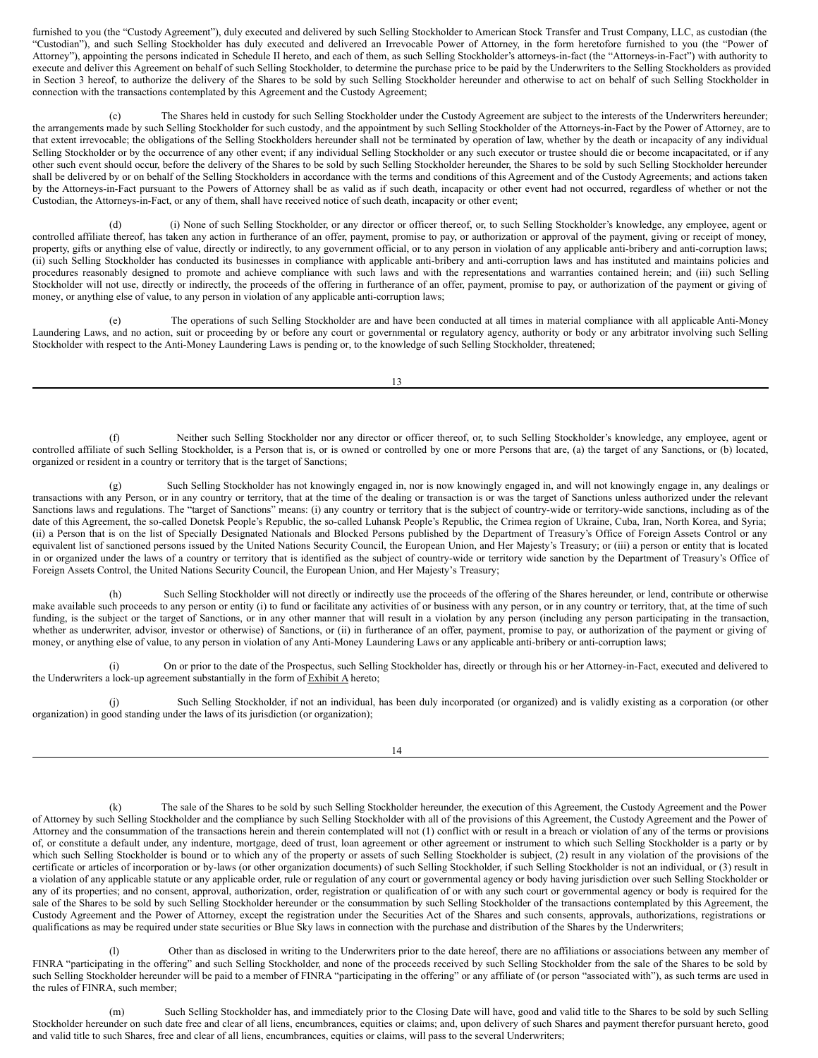furnished to you (the "Custody Agreement"), duly executed and delivered by such Selling Stockholder to American Stock Transfer and Trust Company, LLC, as custodian (the "Custodian"), and such Selling Stockholder has duly executed and delivered an Irrevocable Power of Attorney, in the form heretofore furnished to you (the "Power of Attorney"), appointing the persons indicated in Schedule II hereto, and each of them, as such Selling Stockholder's attorneys-in-fact (the "Attorneys-in-Fact") with authority to execute and deliver this Agreement on behalf of such Selling Stockholder, to determine the purchase price to be paid by the Underwriters to the Selling Stockholders as provided in Section 3 hereof, to authorize the delivery of the Shares to be sold by such Selling Stockholder hereunder and otherwise to act on behalf of such Selling Stockholder in connection with the transactions contemplated by this Agreement and the Custody Agreement;

(c) The Shares held in custody for such Selling Stockholder under the Custody Agreement are subject to the interests of the Underwriters hereunder; the arrangements made by such Selling Stockholder for such custody, and the appointment by such Selling Stockholder of the Attorneys-in-Fact by the Power of Attorney, are to that extent irrevocable; the obligations of the Selling Stockholders hereunder shall not be terminated by operation of law, whether by the death or incapacity of any individual Selling Stockholder or by the occurrence of any other event; if any individual Selling Stockholder or any such executor or trustee should die or become incapacitated, or if any other such event should occur, before the delivery of the Shares to be sold by such Selling Stockholder hereunder, the Shares to be sold by such Selling Stockholder hereunder shall be delivered by or on behalf of the Selling Stockholders in accordance with the terms and conditions of this Agreement and of the Custody Agreements; and actions taken by the Attorneys-in-Fact pursuant to the Powers of Attorney shall be as valid as if such death, incapacity or other event had not occurred, regardless of whether or not the Custodian, the Attorneys-in-Fact, or any of them, shall have received notice of such death, incapacity or other event;

(d) (i) None of such Selling Stockholder, or any director or officer thereof, or, to such Selling Stockholder's knowledge, any employee, agent or controlled affiliate thereof, has taken any action in furtherance of an offer, payment, promise to pay, or authorization or approval of the payment, giving or receipt of money, property, gifts or anything else of value, directly or indirectly, to any government official, or to any person in violation of any applicable anti-bribery and anti-corruption laws; (ii) such Selling Stockholder has conducted its businesses in compliance with applicable anti-bribery and anti-corruption laws and has instituted and maintains policies and procedures reasonably designed to promote and achieve compliance with such laws and with the representations and warranties contained herein; and (iii) such Selling Stockholder will not use, directly or indirectly, the proceeds of the offering in furtherance of an offer, payment, promise to pay, or authorization of the payment or giving of money, or anything else of value, to any person in violation of any applicable anti-corruption laws;

(e) The operations of such Selling Stockholder are and have been conducted at all times in material compliance with all applicable Anti-Money Laundering Laws, and no action, suit or proceeding by or before any court or governmental or regulatory agency, authority or body or any arbitrator involving such Selling Stockholder with respect to the Anti-Money Laundering Laws is pending or, to the knowledge of such Selling Stockholder, threatened;

(f) Neither such Selling Stockholder nor any director or officer thereof, or, to such Selling Stockholder's knowledge, any employee, agent or controlled affiliate of such Selling Stockholder, is a Person that is, or is owned or controlled by one or more Persons that are, (a) the target of any Sanctions, or (b) located, organized or resident in a country or territory that is the target of Sanctions;

(g) Such Selling Stockholder has not knowingly engaged in, nor is now knowingly engaged in, and will not knowingly engage in, any dealings or transactions with any Person, or in any country or territory, that at the time of the dealing or transaction is or was the target of Sanctions unless authorized under the relevant Sanctions laws and regulations. The "target of Sanctions" means: (i) any country or territory that is the subject of country-wide or territory-wide sanctions, including as of the date of this Agreement, the so-called Donetsk People's Republic, the so-called Luhansk People's Republic, the Crimea region of Ukraine, Cuba, Iran, North Korea, and Syria; (ii) a Person that is on the list of Specially Designated Nationals and Blocked Persons published by the Department of Treasury's Office of Foreign Assets Control or any equivalent list of sanctioned persons issued by the United Nations Security Council, the European Union, and Her Majesty's Treasury; or (iii) a person or entity that is located in or organized under the laws of a country or territory that is identified as the subject of country-wide or territory wide sanction by the Department of Treasury's Office of Foreign Assets Control, the United Nations Security Council, the European Union, and Her Majesty's Treasury;

(h) Such Selling Stockholder will not directly or indirectly use the proceeds of the offering of the Shares hereunder, or lend, contribute or otherwise make available such proceeds to any person or entity (i) to fund or facilitate any activities of or business with any person, or in any country or territory, that, at the time of such funding, is the subject or the target of Sanctions, or in any other manner that will result in a violation by any person (including any person participating in the transaction, whether as underwriter, advisor, investor or otherwise) of Sanctions, or (ii) in furtherance of an offer, payment, promise to pay, or authorization of the payment or giving of money, or anything else of value, to any person in violation of any Anti-Money Laundering Laws or any applicable anti-bribery or anti-corruption laws;

(i) On or prior to the date of the Prospectus, such Selling Stockholder has, directly or through his or her Attorney-in-Fact, executed and delivered to the Underwriters a lock-up agreement substantially in the form of Exhibit A hereto;

(j) Such Selling Stockholder, if not an individual, has been duly incorporated (or organized) and is validly existing as a corporation (or other organization) in good standing under the laws of its jurisdiction (or organization);

(k) The sale of the Shares to be sold by such Selling Stockholder hereunder, the execution of this Agreement, the Custody Agreement and the Power of Attorney by such Selling Stockholder and the compliance by such Selling Stockholder with all of the provisions of this Agreement, the Custody Agreement and the Power of Attorney and the consummation of the transactions herein and therein contemplated will not (1) conflict with or result in a breach or violation of any of the terms or provisions of, or constitute a default under, any indenture, mortgage, deed of trust, loan agreement or other agreement or instrument to which such Selling Stockholder is a party or by which such Selling Stockholder is bound or to which any of the property or assets of such Selling Stockholder is subject, (2) result in any violation of the provisions of the certificate or articles of incorporation or by-laws (or other organization documents) of such Selling Stockholder, if such Selling Stockholder is not an individual, or (3) result in a violation of any applicable statute or any applicable order, rule or regulation of any court or governmental agency or body having jurisdiction over such Selling Stockholder or any of its properties; and no consent, approval, authorization, order, registration or qualification of or with any such court or governmental agency or body is required for the sale of the Shares to be sold by such Selling Stockholder hereunder or the consummation by such Selling Stockholder of the transactions contemplated by this Agreement, the Custody Agreement and the Power of Attorney, except the registration under the Securities Act of the Shares and such consents, approvals, authorizations, registrations or qualifications as may be required under state securities or Blue Sky laws in connection with the purchase and distribution of the Shares by the Underwriters;

(l) Other than as disclosed in writing to the Underwriters prior to the date hereof, there are no affiliations or associations between any member of FINRA "participating in the offering" and such Selling Stockholder, and none of the proceeds received by such Selling Stockholder from the sale of the Shares to be sold by such Selling Stockholder hereunder will be paid to a member of FINRA "participating in the offering" or any affiliate of (or person "associated with"), as such terms are used in the rules of FINRA, such member;

(m) Such Selling Stockholder has, and immediately prior to the Closing Date will have, good and valid title to the Shares to be sold by such Selling Stockholder hereunder on such date free and clear of all liens, encumbrances, equities or claims; and, upon delivery of such Shares and payment therefor pursuant hereto, good and valid title to such Shares, free and clear of all liens, encumbrances, equities or claims, will pass to the several Underwriters;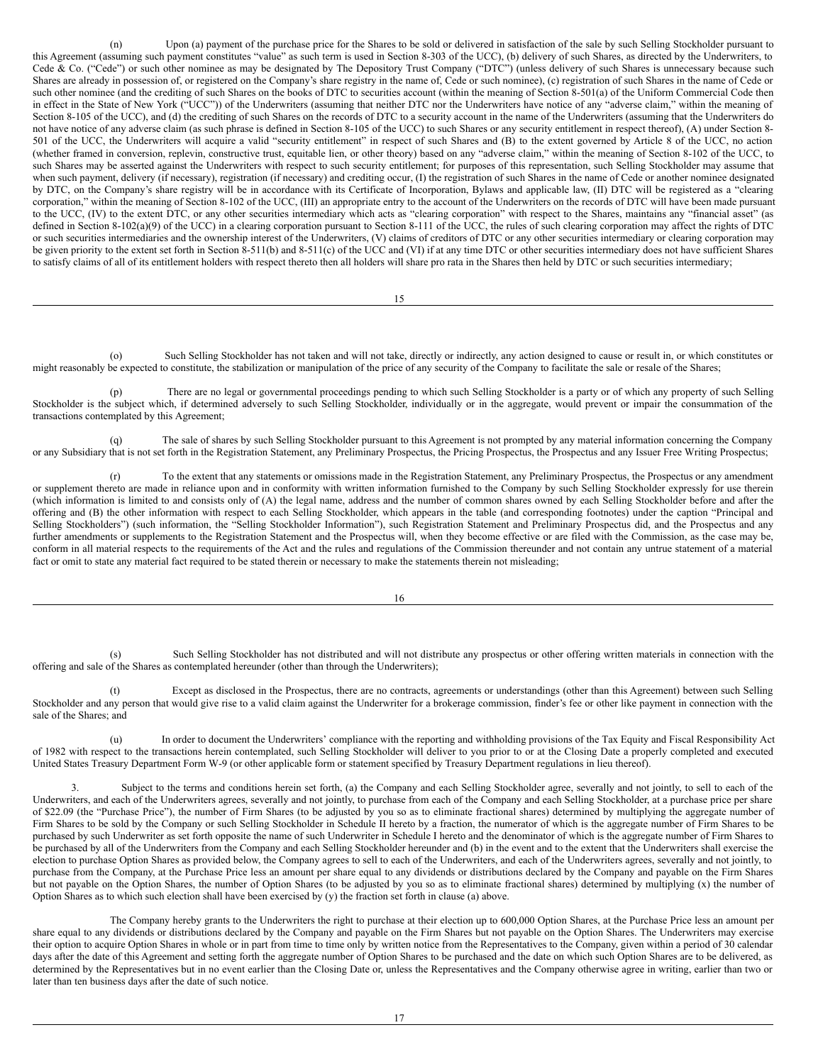(n) Upon (a) payment of the purchase price for the Shares to be sold or delivered in satisfaction of the sale by such Selling Stockholder pursuant to this Agreement (assuming such payment constitutes "value" as such term is used in Section 8-303 of the UCC), (b) delivery of such Shares, as directed by the Underwriters, to Cede & Co. ("Cede") or such other nominee as may be designated by The Depository Trust Company ("DTC") (unless delivery of such Shares is unnecessary because such Shares are already in possession of, or registered on the Company's share registry in the name of, Cede or such nominee), (c) registration of such Shares in the name of Cede or such other nominee (and the crediting of such Shares on the books of DTC to securities account (within the meaning of Section 8-501(a) of the Uniform Commercial Code then in effect in the State of New York ("UCC")) of the Underwriters (assuming that neither DTC nor the Underwriters have notice of any "adverse claim," within the meaning of Section 8-105 of the UCC), and (d) the crediting of such Shares on the records of DTC to a security account in the name of the Underwriters (assuming that the Underwriters do not have notice of any adverse claim (as such phrase is defined in Section 8-105 of the UCC) to such Shares or any security entitlement in respect thereof), (A) under Section 8-501 of the UCC, the Underwriters will acquire a valid "security entitlement" in respect of such Shares and (B) to the extent governed by Article 8 of the UCC, no action (whether framed in conversion, replevin, constructive trust, equitable lien, or other theory) based on any "adverse claim," within the meaning of Section 8-102 of the UCC, to such Shares may be asserted against the Underwriters with respect to such security entitlement; for purposes of this representation, such Selling Stockholder may assume that when such payment, delivery (if necessary), registration (if necessary) and crediting occur, (I) the registration of such Shares in the name of Cede or another nominee designated by DTC, on the Company's share registry will be in accordance with its Certificate of Incorporation, Bylaws and applicable law, (II) DTC will be registered as a "clearing corporation," within the meaning of Section 8-102 of the UCC, (III) an appropriate entry to the account of the Underwriters on the records of DTC will have been made pursuant to the UCC, (IV) to the extent DTC, or any other securities intermediary which acts as "clearing corporation" with respect to the Shares, maintains any "financial asset" (as defined in Section 8-102(a)(9) of the UCC) in a clearing corporation pursuant to Section 8-111 of the UCC, the rules of such clearing corporation may affect the rights of DTC or such securities intermediaries and the ownership interest of the Underwriters, (V) claims of creditors of DTC or any other securities intermediary or clearing corporation may be given priority to the extent set forth in Section 8-511(b) and 8-511(c) of the UCC and (VI) if at any time DTC or other securities intermediary does not have sufficient Shares to satisfy claims of all of its entitlement holders with respect thereto then all holders will share pro rata in the Shares then held by DTC or such securities intermediary;

(o) Such Selling Stockholder has not taken and will not take, directly or indirectly, any action designed to cause or result in, or which constitutes or might reasonably be expected to constitute, the stabilization or manipulation of the price of any security of the Company to facilitate the sale or resale of the Shares;

(p) There are no legal or governmental proceedings pending to which such Selling Stockholder is a party or of which any property of such Selling Stockholder is the subject which, if determined adversely to such Selling Stockholder, individually or in the aggregate, would prevent or impair the consummation of the transactions contemplated by this Agreement;

(q) The sale of shares by such Selling Stockholder pursuant to this Agreement is not prompted by any material information concerning the Company or any Subsidiary that is not set forth in the Registration Statement, any Preliminary Prospectus, the Pricing Prospectus, the Prospectus and any Issuer Free Writing Prospectus;

(r) To the extent that any statements or omissions made in the Registration Statement, any Preliminary Prospectus, the Prospectus or any amendment or supplement thereto are made in reliance upon and in conformity with written information furnished to the Company by such Selling Stockholder expressly for use therein (which information is limited to and consists only of (A) the legal name, address and the number of common shares owned by each Selling Stockholder before and after the offering and (B) the other information with respect to each Selling Stockholder, which appears in the table (and corresponding footnotes) under the caption "Principal and Selling Stockholders") (such information, the "Selling Stockholder Information"), such Registration Statement and Preliminary Prospectus did, and the Prospectus and any further amendments or supplements to the Registration Statement and the Prospectus will, when they become effective or are filed with the Commission, as the case may be, conform in all material respects to the requirements of the Act and the rules and regulations of the Commission thereunder and not contain any untrue statement of a material fact or omit to state any material fact required to be stated therein or necessary to make the statements therein not misleading;

(s) Such Selling Stockholder has not distributed and will not distribute any prospectus or other offering written materials in connection with the offering and sale of the Shares as contemplated hereunder (other than through the Underwriters);

(t) Except as disclosed in the Prospectus, there are no contracts, agreements or understandings (other than this Agreement) between such Selling Stockholder and any person that would give rise to a valid claim against the Underwriter for a brokerage commission, finder's fee or other like payment in connection with the sale of the Shares; and

(u) In order to document the Underwriters' compliance with the reporting and withholding provisions of the Tax Equity and Fiscal Responsibility Act of 1982 with respect to the transactions herein contemplated, such Selling Stockholder will deliver to you prior to or at the Closing Date a properly completed and executed United States Treasury Department Form W-9 (or other applicable form or statement specified by Treasury Department regulations in lieu thereof).

3. Subject to the terms and conditions herein set forth, (a) the Company and each Selling Stockholder agree, severally and not jointly, to sell to each of the Underwriters, and each of the Underwriters agrees, severally and not jointly, to purchase from each of the Company and each Selling Stockholder, at a purchase price per share of $22.09 (the "Purchase Price"), the number of Firm Shares (to be adjusted by you so as to eliminate fractional shares) determined by multiplying the aggregate number of Firm Shares to be sold by the Company or such Selling Stockholder in Schedule II hereto by a fraction, the numerator of which is the aggregate number of Firm Shares to be purchased by such Underwriter as set forth opposite the name of such Underwriter in Schedule I hereto and the denominator of which is the aggregate number of Firm Shares to be purchased by all of the Underwriters from the Company and each Selling Stockholder hereunder and (b) in the event and to the extent that the Underwriters shall exercise the election to purchase Option Shares as provided below, the Company agrees to sell to each of the Underwriters, and each of the Underwriters agrees, severally and not jointly, to purchase from the Company, at the Purchase Price less an amount per share equal to any dividends or distributions declared by the Company and payable on the Firm Shares but not payable on the Option Shares, the number of Option Shares (to be adjusted by you so as to eliminate fractional shares) determined by multiplying (x) the number of Option Shares as to which such election shall have been exercised by (y) the fraction set forth in clause (a) above.

The Company hereby grants to the Underwriters the right to purchase at their election up to 600,000 Option Shares, at the Purchase Price less an amount per share equal to any dividends or distributions declared by the Company and payable on the Firm Shares but not payable on the Option Shares. The Underwriters may exercise their option to acquire Option Shares in whole or in part from time to time only by written notice from the Representatives to the Company, given within a period of 30 calendar days after the date of this Agreement and setting forth the aggregate number of Option Shares to be purchased and the date on which such Option Shares are to be delivered, as determined by the Representatives but in no event earlier than the Closing Date or, unless the Representatives and the Company otherwise agree in writing, earlier than two or later than ten business days after the date of such notice.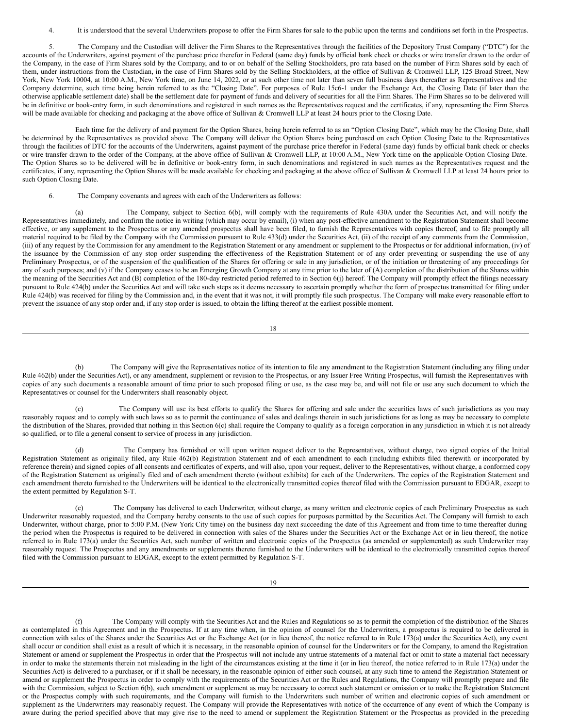4. It is understood that the several Underwriters propose to offer the Firm Shares for sale to the public upon the terms and conditions set forth in the Prospectus.

5. The Company and the Custodian will deliver the Firm Shares to the Representatives through the facilities of the Depository Trust Company ("DTC") for the accounts of the Underwriters, against payment of the purchase price therefor in Federal (same day) funds by official bank check or checks or wire transfer drawn to the order of the Company, in the case of Firm Shares sold by the Company, and to or on behalf of the Selling Stockholders, pro rata based on the number of Firm Shares sold by each of them, under instructions from the Custodian, in the case of Firm Shares sold by the Selling Stockholders, at the office of Sullivan & Cromwell LLP, 125 Broad Street, New York, New York 10004, at 10:00 A.M., New York time, on June 14, 2022, or at such other time not later than seven full business days thereafter as Representatives and the Company determine, such time being herein referred to as the "Closing Date". For purposes of Rule 15c6-1 under the Exchange Act, the Closing Date (if later than the otherwise applicable settlement date) shall be the settlement date for payment of funds and delivery of securities for all the Firm Shares. The Firm Shares so to be delivered will be in definitive or book-entry form, in such denominations and registered in such names as the Representatives request and the certificates, if any, representing the Firm Shares will be made available for checking and packaging at the above office of Sullivan & Cromwell LLP at least 24 hours prior to the Closing Date.

Each time for the delivery of and payment for the Option Shares, being herein referred to as an "Option Closing Date", which may be the Closing Date, shall be determined by the Representatives as provided above. The Company will deliver the Option Shares being purchased on each Option Closing Date to the Representatives through the facilities of DTC for the accounts of the Underwriters, against payment of the purchase price therefor in Federal (same day) funds by official bank check or checks or wire transfer drawn to the order of the Company, at the above office of Sullivan & Cromwell LLP, at 10:00 A.M., New York time on the applicable Option Closing Date. The Option Shares so to be delivered will be in definitive or book-entry form, in such denominations and registered in such names as the Representatives request and the certificates, if any, representing the Option Shares will be made available for checking and packaging at the above office of Sullivan & Cromwell LLP at least 24 hours prior to such Option Closing Date.

6. The Company covenants and agrees with each of the Underwriters as follows:

(a) The Company, subject to Section 6(b), will comply with the requirements of Rule 430A under the Securities Act, and will notify the Representatives immediately, and confirm the notice in writing (which may occur by email), (i) when any post-effective amendment to the Registration Statement shall become effective, or any supplement to the Prospectus or any amended prospectus shall have been filed, to furnish the Representatives with copies thereof, and to file promptly all material required to be filed by the Company with the Commission pursuant to Rule 433(d) under the Securities Act, (ii) of the receipt of any comments from the Commission, (iii) of any request by the Commission for any amendment to the Registration Statement or any amendment or supplement to the Prospectus or for additional information, (iv) of the issuance by the Commission of any stop order suspending the effectiveness of the Registration Statement or of any order preventing or suspending the use of any Preliminary Prospectus, or of the suspension of the qualification of the Shares for offering or sale in any jurisdiction, or of the initiation or threatening of any proceedings for any of such purposes; and (v) if the Company ceases to be an Emerging Growth Company at any time prior to the later of (A) completion of the distribution of the Shares within the meaning of the Securities Act and (B) completion of the 180-day restricted period referred to in Section 6(j) hereof. The Company will promptly effect the filings necessary pursuant to Rule 424(b) under the Securities Act and will take such steps as it deems necessary to ascertain promptly whether the form of prospectus transmitted for filing under Rule 424(b) was received for filing by the Commission and, in the event that it was not, it will promptly file such prospectus. The Company will make every reasonable effort to prevent the issuance of any stop order and, if any stop order is issued, to obtain the lifting thereof at the earliest possible moment.

(b) The Company will give the Representatives notice of its intention to file any amendment to the Registration Statement (including any filing under Rule 462(b) under the Securities Act), or any amendment, supplement or revision to the Prospectus, or any Issuer Free Writing Prospectus, will furnish the Representatives with copies of any such documents a reasonable amount of time prior to such proposed filing or use, as the case may be, and will not file or use any such document to which the Representatives or counsel for the Underwriters shall reasonably object.

(c) The Company will use its best efforts to qualify the Shares for offering and sale under the securities laws of such jurisdictions as you may reasonably request and to comply with such laws so as to permit the continuance of sales and dealings therein in such jurisdictions for as long as may be necessary to complete the distribution of the Shares, provided that nothing in this Section 6(c) shall require the Company to qualify as a foreign corporation in any jurisdiction in which it is not already so qualified, or to file a general consent to service of process in any jurisdiction.

(d) The Company has furnished or will upon written request deliver to the Representatives, without charge, two signed copies of the Initial Registration Statement as originally filed, any Rule 462(b) Registration Statement and of each amendment to each (including exhibits filed therewith or incorporated by reference therein) and signed copies of all consents and certificates of experts, and will also, upon your request, deliver to the Representatives, without charge, a conformed copy of the Registration Statement as originally filed and of each amendment thereto (without exhibits) for each of the Underwriters. The copies of the Registration Statement and each amendment thereto furnished to the Underwriters will be identical to the electronically transmitted copies thereof filed with the Commission pursuant to EDGAR, except to the extent permitted by Regulation S-T.

(e) The Company has delivered to each Underwriter, without charge, as many written and electronic copies of each Preliminary Prospectus as such Underwriter reasonably requested, and the Company hereby consents to the use of such copies for purposes permitted by the Securities Act. The Company will furnish to each Underwriter, without charge, prior to 5:00 P.M. (New York City time) on the business day next succeeding the date of this Agreement and from time to time thereafter during the period when the Prospectus is required to be delivered in connection with sales of the Shares under the Securities Act or the Exchange Act or in lieu thereof, the notice referred to in Rule 173(a) under the Securities Act, such number of written and electronic copies of the Prospectus (as amended or supplemented) as such Underwriter may reasonably request. The Prospectus and any amendments or supplements thereto furnished to the Underwriters will be identical to the electronically transmitted copies thereof filed with the Commission pursuant to EDGAR, except to the extent permitted by Regulation S-T.

(f) The Company will comply with the Securities Act and the Rules and Regulations so as to permit the completion of the distribution of the Shares as contemplated in this Agreement and in the Prospectus. If at any time when, in the opinion of counsel for the Underwriters, a prospectus is required to be delivered in connection with sales of the Shares under the Securities Act or the Exchange Act (or in lieu thereof, the notice referred to in Rule 173(a) under the Securities Act), any event shall occur or condition shall exist as a result of which it is necessary, in the reasonable opinion of counsel for the Underwriters or for the Company, to amend the Registration Statement or amend or supplement the Prospectus in order that the Prospectus will not include any untrue statements of a material fact or omit to state a material fact necessary in order to make the statements therein not misleading in the light of the circumstances existing at the time it (or in lieu thereof, the notice referred to in Rule 173(a) under the Securities Act) is delivered to a purchaser, or if it shall be necessary, in the reasonable opinion of either such counsel, at any such time to amend the Registration Statement or amend or supplement the Prospectus in order to comply with the requirements of the Securities Act or the Rules and Regulations, the Company will promptly prepare and file with the Commission, subject to Section 6(b), such amendment or supplement as may be necessary to correct such statement or omission or to make the Registration Statement or the Prospectus comply with such requirements, and the Company will furnish to the Underwriters such number of written and electronic copies of such amendment or supplement as the Underwriters may reasonably request. The Company will provide the Representatives with notice of the occurrence of any event of which the Company is aware during the period specified above that may give rise to the need to amend or supplement the Registration Statement or the Prospectus as provided in the preceding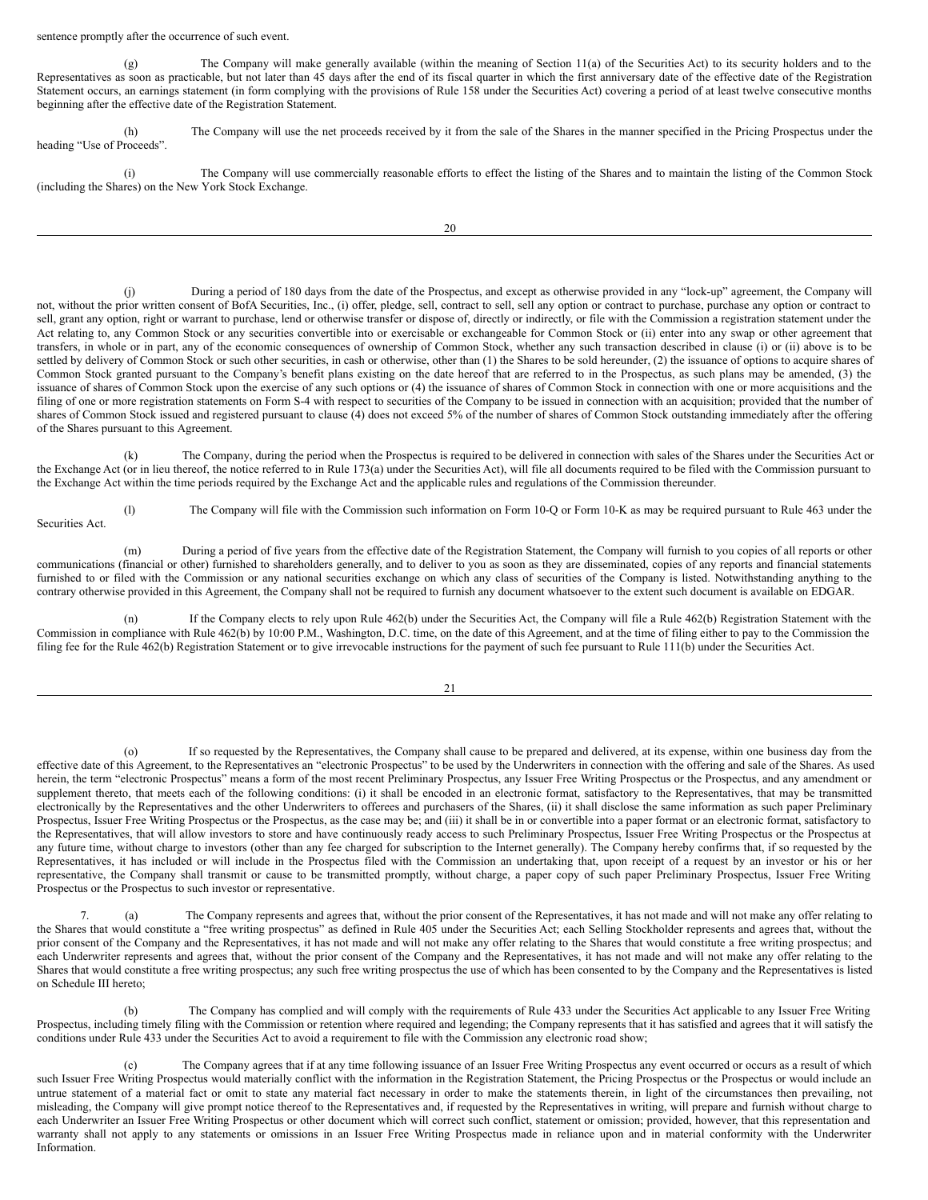sentence promptly after the occurrence of such event.

(g) The Company will make generally available (within the meaning of Section 11(a) of the Securities Act) to its security holders and to the Representatives as soon as practicable, but not later than 45 days after the end of its fiscal quarter in which the first anniversary date of the effective date of the Registration Statement occurs, an earnings statement (in form complying with the provisions of Rule 158 under the Securities Act) covering a period of at least twelve consecutive months beginning after the effective date of the Registration Statement.

(h) The Company will use the net proceeds received by it from the sale of the Shares in the manner specified in the Pricing Prospectus under the heading "Use of Proceeds".

(i) The Company will use commercially reasonable efforts to effect the listing of the Shares and to maintain the listing of the Common Stock (including the Shares) on the New York Stock Exchange.

(j) During a period of 180 days from the date of the Prospectus, and except as otherwise provided in any "lock-up" agreement, the Company will not, without the prior written consent of BofA Securities, Inc., (i) offer, pledge, sell, contract to sell, sell any option or contract to purchase, purchase any option or contract to sell, grant any option, right or warrant to purchase, lend or otherwise transfer or dispose of, directly or indirectly, or file with the Commission a registration statement under the Act relating to, any Common Stock or any securities convertible into or exercisable or exchangeable for Common Stock or (ii) enter into any swap or other agreement that transfers, in whole or in part, any of the economic consequences of ownership of Common Stock, whether any such transaction described in clause (i) or (ii) above is to be settled by delivery of Common Stock or such other securities, in cash or otherwise, other than (1) the Shares to be sold hereunder, (2) the issuance of options to acquire shares of Common Stock granted pursuant to the Company's benefit plans existing on the date hereof that are referred to in the Prospectus, as such plans may be amended, (3) the issuance of shares of Common Stock upon the exercise of any such options or (4) the issuance of shares of Common Stock in connection with one or more acquisitions and the filing of one or more registration statements on Form S-4 with respect to securities of the Company to be issued in connection with an acquisition; provided that the number of shares of Common Stock issued and registered pursuant to clause (4) does not exceed 5% of the number of shares of Common Stock outstanding immediately after the offering of the Shares pursuant to this Agreement.

(k) The Company, during the period when the Prospectus is required to be delivered in connection with sales of the Shares under the Securities Act or the Exchange Act (or in lieu thereof, the notice referred to in Rule 173(a) under the Securities Act), will file all documents required to be filed with the Commission pursuant to the Exchange Act within the time periods required by the Exchange Act and the applicable rules and regulations of the Commission thereunder.

(l) The Company will file with the Commission such information on Form 10-Q or Form 10-K as may be required pursuant to Rule 463 under the Securities Act.

(m) During a period of five years from the effective date of the Registration Statement, the Company will furnish to you copies of all reports or other communications (financial or other) furnished to shareholders generally, and to deliver to you as soon as they are disseminated, copies of any reports and financial statements furnished to or filed with the Commission or any national securities exchange on which any class of securities of the Company is listed. Notwithstanding anything to the contrary otherwise provided in this Agreement, the Company shall not be required to furnish any document whatsoever to the extent such document is available on EDGAR.

(n) If the Company elects to rely upon Rule 462(b) under the Securities Act, the Company will file a Rule 462(b) Registration Statement with the Commission in compliance with Rule 462(b) by 10:00 P.M., Washington, D.C. time, on the date of this Agreement, and at the time of filing either to pay to the Commission the filing fee for the Rule 462(b) Registration Statement or to give irrevocable instructions for the payment of such fee pursuant to Rule 111(b) under the Securities Act.

(o) If so requested by the Representatives, the Company shall cause to be prepared and delivered, at its expense, within one business day from the effective date of this Agreement, to the Representatives an "electronic Prospectus" to be used by the Underwriters in connection with the offering and sale of the Shares. As used herein, the term "electronic Prospectus" means a form of the most recent Preliminary Prospectus, any Issuer Free Writing Prospectus or the Prospectus, and any amendment or supplement thereto, that meets each of the following conditions: (i) it shall be encoded in an electronic format, satisfactory to the Representatives, that may be transmitted electronically by the Representatives and the other Underwriters to offerees and purchasers of the Shares, (ii) it shall disclose the same information as such paper Preliminary Prospectus, Issuer Free Writing Prospectus or the Prospectus, as the case may be; and (iii) it shall be in or convertible into a paper format or an electronic format, satisfactory to the Representatives, that will allow investors to store and have continuously ready access to such Preliminary Prospectus, Issuer Free Writing Prospectus or the Prospectus at any future time, without charge to investors (other than any fee charged for subscription to the Internet generally). The Company hereby confirms that, if so requested by the Representatives, it has included or will include in the Prospectus filed with the Commission an undertaking that, upon receipt of a request by an investor or his or her representative, the Company shall transmit or cause to be transmitted promptly, without charge, a paper copy of such paper Preliminary Prospectus, Issuer Free Writing Prospectus or the Prospectus to such investor or representative.

7. (a) The Company represents and agrees that, without the prior consent of the Representatives, it has not made and will not make any offer relating to the Shares that would constitute a "free writing prospectus" as defined in Rule 405 under the Securities Act; each Selling Stockholder represents and agrees that, without the prior consent of the Company and the Representatives, it has not made and will not make any offer relating to the Shares that would constitute a free writing prospectus; and each Underwriter represents and agrees that, without the prior consent of the Company and the Representatives, it has not made and will not make any offer relating to the Shares that would constitute a free writing prospectus; any such free writing prospectus the use of which has been consented to by the Company and the Representatives is listed on Schedule III hereto;

(b) The Company has complied and will comply with the requirements of Rule 433 under the Securities Act applicable to any Issuer Free Writing Prospectus, including timely filing with the Commission or retention where required and legending; the Company represents that it has satisfied and agrees that it will satisfy the conditions under Rule 433 under the Securities Act to avoid a requirement to file with the Commission any electronic road show;

(c) The Company agrees that if at any time following issuance of an Issuer Free Writing Prospectus any event occurred or occurs as a result of which such Issuer Free Writing Prospectus would materially conflict with the information in the Registration Statement, the Pricing Prospectus or the Prospectus or would include an untrue statement of a material fact or omit to state any material fact necessary in order to make the statements therein, in light of the circumstances then prevailing, not misleading, the Company will give prompt notice thereof to the Representatives and, if requested by the Representatives in writing, will prepare and furnish without charge to each Underwriter an Issuer Free Writing Prospectus or other document which will correct such conflict, statement or omission; provided, however, that this representation and warranty shall not apply to any statements or omissions in an Issuer Free Writing Prospectus made in reliance upon and in material conformity with the Underwriter Information.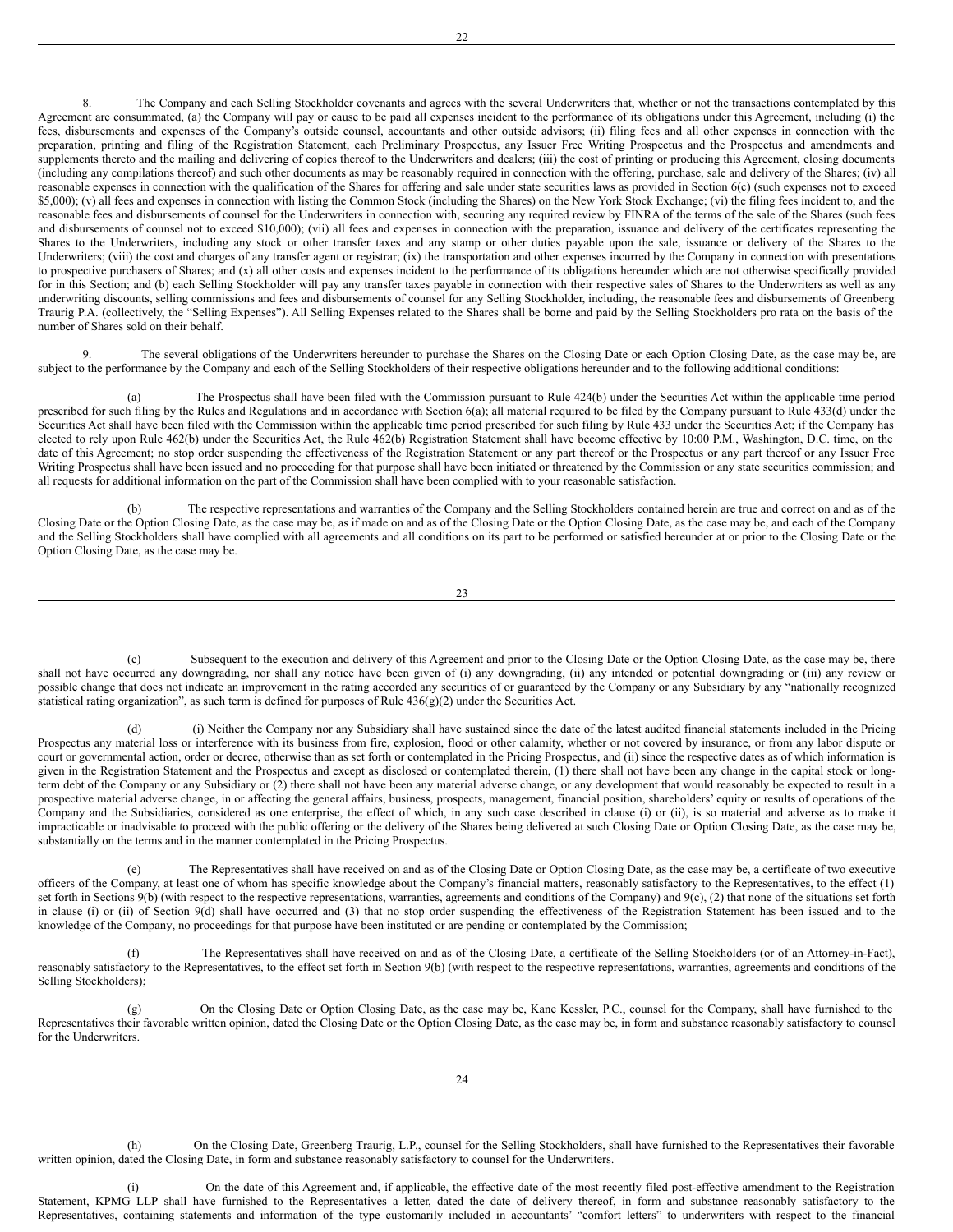8. The Company and each Selling Stockholder covenants and agrees with the several Underwriters that, whether or not the transactions contemplated by this Agreement are consummated, (a) the Company will pay or cause to be paid all expenses incident to the performance of its obligations under this Agreement, including (i) the fees, disbursements and expenses of the Company's outside counsel, accountants and other outside advisors; (ii) filing fees and all other expenses in connection with the preparation, printing and filing of the Registration Statement, each Preliminary Prospectus, any Issuer Free Writing Prospectus and the Prospectus and amendments and supplements thereto and the mailing and delivering of copies thereof to the Underwriters and dealers; (iii) the cost of printing or producing this Agreement, closing documents (including any compilations thereof) and such other documents as may be reasonably required in connection with the offering, purchase, sale and delivery of the Shares; (iv) all reasonable expenses in connection with the qualification of the Shares for offering and sale under state securities laws as provided in Section 6(c) (such expenses not to exceed $5,000); (v) all fees and expenses in connection with listing the Common Stock (including the Shares) on the New York Stock Exchange; (vi) the filing fees incident to, and the reasonable fees and disbursements of counsel for the Underwriters in connection with, securing any required review by FINRA of the terms of the sale of the Shares (such fees and disbursements of counsel not to exceed $10,000); (vii) all fees and expenses in connection with the preparation, issuance and delivery of the certificates representing the Shares to the Underwriters, including any stock or other transfer taxes and any stamp or other duties payable upon the sale, issuance or delivery of the Shares to the Underwriters; (viii) the cost and charges of any transfer agent or registrar; (ix) the transportation and other expenses incurred by the Company in connection with presentations to prospective purchasers of Shares; and (x) all other costs and expenses incident to the performance of its obligations hereunder which are not otherwise specifically provided for in this Section; and (b) each Selling Stockholder will pay any transfer taxes payable in connection with their respective sales of Shares to the Underwriters as well as any underwriting discounts, selling commissions and fees and disbursements of counsel for any Selling Stockholder, including, the reasonable fees and disbursements of Greenberg Traurig P.A. (collectively, the "Selling Expenses"). All Selling Expenses related to the Shares shall be borne and paid by the Selling Stockholders pro rata on the basis of the number of Shares sold on their behalf.

9. The several obligations of the Underwriters hereunder to purchase the Shares on the Closing Date or each Option Closing Date, as the case may be, are subject to the performance by the Company and each of the Selling Stockholders of their respective obligations hereunder and to the following additional conditions:

(a) The Prospectus shall have been filed with the Commission pursuant to Rule 424(b) under the Securities Act within the applicable time period prescribed for such filing by the Rules and Regulations and in accordance with Section 6(a); all material required to be filed by the Company pursuant to Rule 433(d) under the Securities Act shall have been filed with the Commission within the applicable time period prescribed for such filing by Rule 433 under the Securities Act; if the Company has elected to rely upon Rule 462(b) under the Securities Act, the Rule 462(b) Registration Statement shall have become effective by 10:00 P.M., Washington, D.C. time, on the date of this Agreement; no stop order suspending the effectiveness of the Registration Statement or any part thereof or the Prospectus or any part thereof or any Issuer Free Writing Prospectus shall have been issued and no proceeding for that purpose shall have been initiated or threatened by the Commission or any state securities commission; and all requests for additional information on the part of the Commission shall have been complied with to your reasonable satisfaction.

(b) The respective representations and warranties of the Company and the Selling Stockholders contained herein are true and correct on and as of the Closing Date or the Option Closing Date, as the case may be, as if made on and as of the Closing Date or the Option Closing Date, as the case may be, and each of the Company and the Selling Stockholders shall have complied with all agreements and all conditions on its part to be performed or satisfied hereunder at or prior to the Closing Date or the Option Closing Date, as the case may be.

(c) Subsequent to the execution and delivery of this Agreement and prior to the Closing Date or the Option Closing Date, as the case may be, there shall not have occurred any downgrading, nor shall any notice have been given of (i) any downgrading, (ii) any intended or potential downgrading or (iii) any review or possible change that does not indicate an improvement in the rating accorded any securities of or guaranteed by the Company or any Subsidiary by any "nationally recognized statistical rating organization", as such term is defined for purposes of Rule 436(g)(2) under the Securities Act.

(d) (i) Neither the Company nor any Subsidiary shall have sustained since the date of the latest audited financial statements included in the Pricing Prospectus any material loss or interference with its business from fire, explosion, flood or other calamity, whether or not covered by insurance, or from any labor dispute or court or governmental action, order or decree, otherwise than as set forth or contemplated in the Pricing Prospectus, and (ii) since the respective dates as of which information is given in the Registration Statement and the Prospectus and except as disclosed or contemplated therein, (1) there shall not have been any change in the capital stock or long-term debt of the Company or any Subsidiary or (2) there shall not have been any material adverse change, or any development that would reasonably be expected to result in a prospective material adverse change, in or affecting the general affairs, business, prospects, management, financial position, shareholders' equity or results of operations of the Company and the Subsidiaries, considered as one enterprise, the effect of which, in any such case described in clause (i) or (ii), is so material and adverse as to make it impracticable or inadvisable to proceed with the public offering or the delivery of the Shares being delivered at such Closing Date or Option Closing Date, as the case may be, substantially on the terms and in the manner contemplated in the Pricing Prospectus.

(e) The Representatives shall have received on and as of the Closing Date or Option Closing Date, as the case may be, a certificate of two executive officers of the Company, at least one of whom has specific knowledge about the Company's financial matters, reasonably satisfactory to the Representatives, to the effect (1) set forth in Sections 9(b) (with respect to the respective representations, warranties, agreements and conditions of the Company) and 9(c), (2) that none of the situations set forth in clause (i) or (ii) of Section 9(d) shall have occurred and (3) that no stop order suspending the effectiveness of the Registration Statement has been issued and to the knowledge of the Company, no proceedings for that purpose have been instituted or are pending or contemplated by the Commission;

(f) The Representatives shall have received on and as of the Closing Date, a certificate of the Selling Stockholders (or of an Attorney-in-Fact), reasonably satisfactory to the Representatives, to the effect set forth in Section 9(b) (with respect to the respective representations, warranties, agreements and conditions of the Selling Stockholders);

(g) On the Closing Date or Option Closing Date, as the case may be, Kane Kessler, P.C., counsel for the Company, shall have furnished to the Representatives their favorable written opinion, dated the Closing Date or the Option Closing Date, as the case may be, in form and substance reasonably satisfactory to counsel for the Underwriters.

(h) On the Closing Date, Greenberg Traurig, L.P., counsel for the Selling Stockholders, shall have furnished to the Representatives their favorable written opinion, dated the Closing Date, in form and substance reasonably satisfactory to counsel for the Underwriters.

(i) On the date of this Agreement and, if applicable, the effective date of the most recently filed post-effective amendment to the Registration Statement, KPMG LLP shall have furnished to the Representatives a letter, dated the date of delivery thereof, in form and substance reasonably satisfactory to the Representatives, containing statements and information of the type customarily included in accountants' "comfort letters" to underwriters with respect to the financial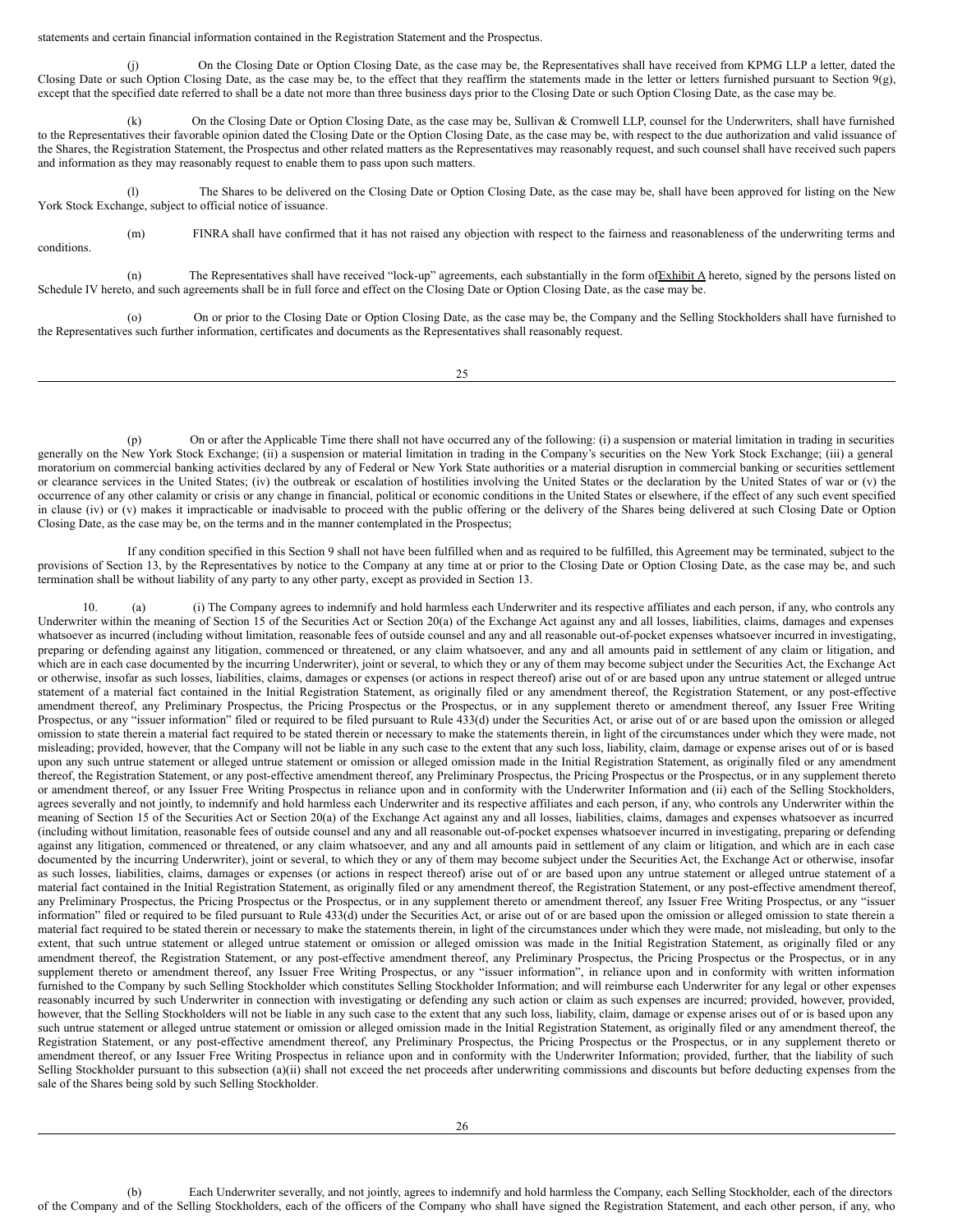statements and certain financial information contained in the Registration Statement and the Prospectus.

(j) On the Closing Date or Option Closing Date, as the case may be, the Representatives shall have received from KPMG LLP a letter, dated the Closing Date or such Option Closing Date, as the case may be, to the effect that they reaffirm the statements made in the letter or letters furnished pursuant to Section 9(g), except that the specified date referred to shall be a date not more than three business days prior to the Closing Date or such Option Closing Date, as the case may be.

(k) On the Closing Date or Option Closing Date, as the case may be, Sullivan & Cromwell LLP, counsel for the Underwriters, shall have furnished to the Representatives their favorable opinion dated the Closing Date or the Option Closing Date, as the case may be, with respect to the due authorization and valid issuance of the Shares, the Registration Statement, the Prospectus and other related matters as the Representatives may reasonably request, and such counsel shall have received such papers and information as they may reasonably request to enable them to pass upon such matters.

(l) The Shares to be delivered on the Closing Date or Option Closing Date, as the case may be, shall have been approved for listing on the New York Stock Exchange, subject to official notice of issuance.

(m) FINRA shall have confirmed that it has not raised any objection with respect to the fairness and reasonableness of the underwriting terms and conditions.

(n) The Representatives shall have received "lock-up" agreements, each substantially in the form of Exhibit A hereto, signed by the persons listed on Schedule IV hereto, and such agreements shall be in full force and effect on the Closing Date or Option Closing Date, as the case may be.

(o) On or prior to the Closing Date or Option Closing Date, as the case may be, the Company and the Selling Stockholders shall have furnished to the Representatives such further information, certificates and documents as the Representatives shall reasonably request.

(p) On or after the Applicable Time there shall not have occurred any of the following: (i) a suspension or material limitation in trading in securities generally on the New York Stock Exchange; (ii) a suspension or material limitation in trading in the Company's securities on the New York Stock Exchange; (iii) a general moratorium on commercial banking activities declared by any of Federal or New York State authorities or a material disruption in commercial banking or securities settlement or clearance services in the United States; (iv) the outbreak or escalation of hostilities involving the United States or the declaration by the United States of war or (v) the occurrence of any other calamity or crisis or any change in financial, political or economic conditions in the United States or elsewhere, if the effect of any such event specified in clause (iv) or (v) makes it impracticable or inadvisable to proceed with the public offering or the delivery of the Shares being delivered at such Closing Date or Option Closing Date, as the case may be, on the terms and in the manner contemplated in the Prospectus;

If any condition specified in this Section 9 shall not have been fulfilled when and as required to be fulfilled, this Agreement may be terminated, subject to the provisions of Section 13, by the Representatives by notice to the Company at any time at or prior to the Closing Date or Option Closing Date, as the case may be, and such termination shall be without liability of any party to any other party, except as provided in Section 13.

10. (a) (i) The Company agrees to indemnify and hold harmless each Underwriter and its respective affiliates and each person, if any, who controls any Underwriter within the meaning of Section 15 of the Securities Act or Section 20(a) of the Exchange Act against any and all losses, liabilities, claims, damages and expenses whatsoever as incurred (including without limitation, reasonable fees of outside counsel and any and all reasonable out-of-pocket expenses whatsoever incurred in investigating, preparing or defending against any litigation, commenced or threatened, or any claim whatsoever, and any and all amounts paid in settlement of any claim or litigation, and which are in each case documented by the incurring Underwriter), joint or several, to which they or any of them may become subject under the Securities Act, the Exchange Act or otherwise, insofar as such losses, liabilities, claims, damages or expenses (or actions in respect thereof) arise out of or are based upon any untrue statement or alleged untrue statement of a material fact contained in the Initial Registration Statement, as originally filed or any amendment thereof, the Registration Statement, or any post-effective amendment thereof, any Preliminary Prospectus, the Pricing Prospectus or the Prospectus, or in any supplement thereto or amendment thereof, any Issuer Free Writing Prospectus, or any "issuer information" filed or required to be filed pursuant to Rule 433(d) under the Securities Act, or arise out of or are based upon the omission or alleged omission to state therein a material fact required to be stated therein or necessary to make the statements therein, in light of the circumstances under which they were made, not misleading; provided, however, that the Company will not be liable in any such case to the extent that any such loss, liability, claim, damage or expense arises out of or is based upon any such untrue statement or alleged untrue statement or omission or alleged omission made in the Initial Registration Statement, as originally filed or any amendment thereof, the Registration Statement, or any post-effective amendment thereof, any Preliminary Prospectus, the Pricing Prospectus or the Prospectus, or in any supplement thereto or amendment thereof, or any Issuer Free Writing Prospectus in reliance upon and in conformity with the Underwriter Information and (ii) each of the Selling Stockholders, agrees severally and not jointly, to indemnify and hold harmless each Underwriter and its respective affiliates and each person, if any, who controls any Underwriter within the meaning of Section 15 of the Securities Act or Section 20(a) of the Exchange Act against any and all losses, liabilities, claims, damages and expenses whatsoever as incurred (including without limitation, reasonable fees of outside counsel and any and all reasonable out-of-pocket expenses whatsoever incurred in investigating, preparing or defending against any litigation, commenced or threatened, or any claim whatsoever, and any and all amounts paid in settlement of any claim or litigation, and which are in each case documented by the incurring Underwriter), joint or several, to which they or any of them may become subject under the Securities Act, the Exchange Act or otherwise, insofar as such losses, liabilities, claims, damages or expenses (or actions in respect thereof) arise out of or are based upon any untrue statement or alleged untrue statement of a material fact contained in the Initial Registration Statement, as originally filed or any amendment thereof, the Registration Statement, or any post-effective amendment thereof, any Preliminary Prospectus, the Pricing Prospectus or the Prospectus, or in any supplement thereto or amendment thereof, any Issuer Free Writing Prospectus, or any "issuer information" filed or required to be filed pursuant to Rule 433(d) under the Securities Act, or arise out of or are based upon the omission or alleged omission to state therein a material fact required to be stated therein or necessary to make the statements therein, in light of the circumstances under which they were made, not misleading, but only to the extent, that such untrue statement or alleged untrue statement or omission or alleged omission was made in the Initial Registration Statement, as originally filed or any amendment thereof, the Registration Statement, or any post-effective amendment thereof, any Preliminary Prospectus, the Pricing Prospectus or the Prospectus, or in any supplement thereto or amendment thereof, any Issuer Free Writing Prospectus, or any "issuer information", in reliance upon and in conformity with written information furnished to the Company by such Selling Stockholder which constitutes Selling Stockholder Information; and will reimburse each Underwriter for any legal or other expenses reasonably incurred by such Underwriter in connection with investigating or defending any such action or claim as such expenses are incurred; provided, however, provided, however, that the Selling Stockholders will not be liable in any such case to the extent that any such loss, liability, claim, damage or expense arises out of or is based upon any such untrue statement or alleged untrue statement or omission or alleged omission made in the Initial Registration Statement, as originally filed or any amendment thereof, the Registration Statement, or any post-effective amendment thereof, any Preliminary Prospectus, the Pricing Prospectus or the Prospectus, or in any supplement thereto or amendment thereof, or any Issuer Free Writing Prospectus in reliance upon and in conformity with the Underwriter Information; provided, further, that the liability of such Selling Stockholder pursuant to this subsection (a)(ii) shall not exceed the net proceeds after underwriting commissions and discounts but before deducting expenses from the sale of the Shares being sold by such Selling Stockholder.

(b) Each Underwriter severally, and not jointly, agrees to indemnify and hold harmless the Company, each Selling Stockholder, each of the directors of the Company and of the Selling Stockholders, each of the officers of the Company who shall have signed the Registration Statement, and each other person, if any, who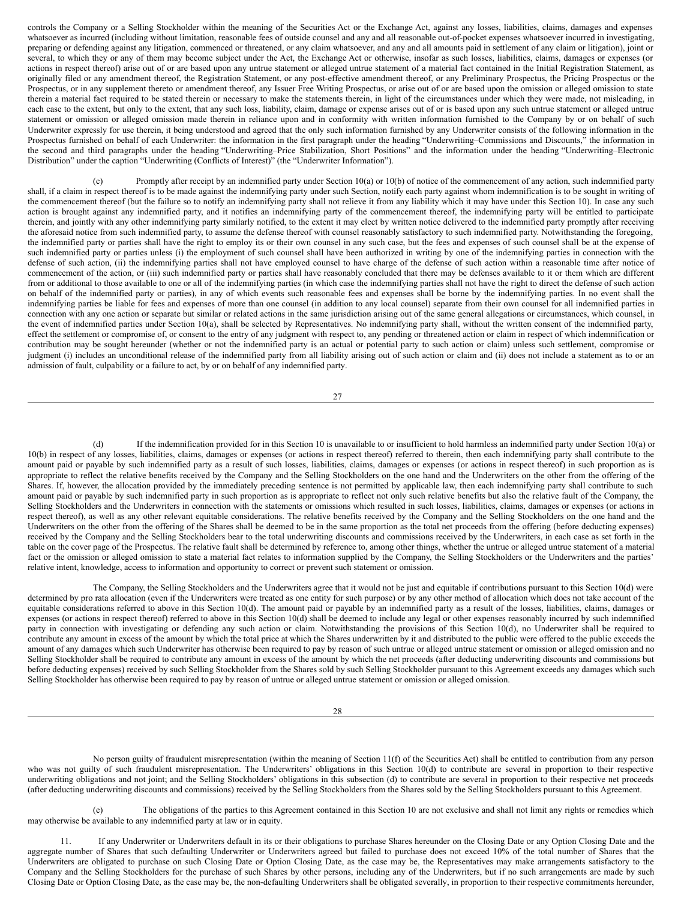controls the Company or a Selling Stockholder within the meaning of the Securities Act or the Exchange Act, against any losses, liabilities, claims, damages and expenses whatsoever as incurred (including without limitation, reasonable fees of outside counsel and any and all reasonable out-of-pocket expenses whatsoever incurred in investigating, preparing or defending against any litigation, commenced or threatened, or any claim whatsoever, and any and all amounts paid in settlement of any claim or litigation), joint or several, to which they or any of them may become subject under the Act, the Exchange Act or otherwise, insofar as such losses, liabilities, claims, damages or expenses (or actions in respect thereof) arise out of or are based upon any untrue statement or alleged untrue statement of a material fact contained in the Initial Registration Statement, as originally filed or any amendment thereof, the Registration Statement, or any post-effective amendment thereof, or any Preliminary Prospectus, the Pricing Prospectus or the Prospectus, or in any supplement thereto or amendment thereof, any Issuer Free Writing Prospectus, or arise out of or are based upon the omission or alleged omission to state therein a material fact required to be stated therein or necessary to make the statements therein, in light of the circumstances under which they were made, not misleading, in each case to the extent, but only to the extent, that any such loss, liability, claim, damage or expense arises out of or is based upon any such untrue statement or alleged untrue statement or omission or alleged omission made therein in reliance upon and in conformity with written information furnished to the Company by or on behalf of such Underwriter expressly for use therein, it being understood and agreed that the only such information furnished by any Underwriter consists of the following information in the Prospectus furnished on behalf of each Underwriter: the information in the first paragraph under the heading "Underwriting–Commissions and Discounts," the information in the second and third paragraphs under the heading "Underwriting–Price Stabilization, Short Positions" and the information under the heading "Underwriting–Electronic Distribution" under the caption "Underwriting (Conflicts of Interest)" (the "Underwriter Information").

(c) Promptly after receipt by an indemnified party under Section 10(a) or 10(b) of notice of the commencement of any action, such indemnified party shall, if a claim in respect thereof is to be made against the indemnifying party under such Section, notify each party against whom indemnification is to be sought in writing of the commencement thereof (but the failure so to notify an indemnifying party shall not relieve it from any liability which it may have under this Section 10). In case any such action is brought against any indemnified party, and it notifies an indemnifying party of the commencement thereof, the indemnifying party will be entitled to participate therein, and jointly with any other indemnifying party similarly notified, to the extent it may elect by written notice delivered to the indemnified party promptly after receiving the aforesaid notice from such indemnified party, to assume the defense thereof with counsel reasonably satisfactory to such indemnified party. Notwithstanding the foregoing, the indemnified party or parties shall have the right to employ its or their own counsel in any such case, but the fees and expenses of such counsel shall be at the expense of such indemnified party or parties unless (i) the employment of such counsel shall have been authorized in writing by one of the indemnifying parties in connection with the defense of such action, (ii) the indemnifying parties shall not have employed counsel to have charge of the defense of such action within a reasonable time after notice of commencement of the action, or (iii) such indemnified party or parties shall have reasonably concluded that there may be defenses available to it or them which are different from or additional to those available to one or all of the indemnifying parties (in which case the indemnifying parties shall not have the right to direct the defense of such action on behalf of the indemnified party or parties), in any of which events such reasonable fees and expenses shall be borne by the indemnifying parties. In no event shall the indemnifying parties be liable for fees and expenses of more than one counsel (in addition to any local counsel) separate from their own counsel for all indemnified parties in connection with any one action or separate but similar or related actions in the same jurisdiction arising out of the same general allegations or circumstances, which counsel, in the event of indemnified parties under Section 10(a), shall be selected by Representatives. No indemnifying party shall, without the written consent of the indemnified party, effect the settlement or compromise of, or consent to the entry of any judgment with respect to, any pending or threatened action or claim in respect of which indemnification or contribution may be sought hereunder (whether or not the indemnified party is an actual or potential party to such action or claim) unless such settlement, compromise or judgment (i) includes an unconditional release of the indemnified party from all liability arising out of such action or claim and (ii) does not include a statement as to or an admission of fault, culpability or a failure to act, by or on behalf of any indemnified party.

(d) If the indemnification provided for in this Section 10 is unavailable to or insufficient to hold harmless an indemnified party under Section 10(a) or 10(b) in respect of any losses, liabilities, claims, damages or expenses (or actions in respect thereof) referred to therein, then each indemnifying party shall contribute to the amount paid or payable by such indemnified party as a result of such losses, liabilities, claims, damages or expenses (or actions in respect thereof) in such proportion as is appropriate to reflect the relative benefits received by the Company and the Selling Stockholders on the one hand and the Underwriters on the other from the offering of the Shares. If, however, the allocation provided by the immediately preceding sentence is not permitted by applicable law, then each indemnifying party shall contribute to such amount paid or payable by such indemnified party in such proportion as is appropriate to reflect not only such relative benefits but also the relative fault of the Company, the Selling Stockholders and the Underwriters in connection with the statements or omissions which resulted in such losses, liabilities, claims, damages or expenses (or actions in respect thereof), as well as any other relevant equitable considerations. The relative benefits received by the Company and the Selling Stockholders on the one hand and the Underwriters on the other from the offering of the Shares shall be deemed to be in the same proportion as the total net proceeds from the offering (before deducting expenses) received by the Company and the Selling Stockholders bear to the total underwriting discounts and commissions received by the Underwriters, in each case as set forth in the table on the cover page of the Prospectus. The relative fault shall be determined by reference to, among other things, whether the untrue or alleged untrue statement of a material fact or the omission or alleged omission to state a material fact relates to information supplied by the Company, the Selling Stockholders or the Underwriters and the parties' relative intent, knowledge, access to information and opportunity to correct or prevent such statement or omission.

The Company, the Selling Stockholders and the Underwriters agree that it would not be just and equitable if contributions pursuant to this Section 10(d) were determined by pro rata allocation (even if the Underwriters were treated as one entity for such purpose) or by any other method of allocation which does not take account of the equitable considerations referred to above in this Section 10(d). The amount paid or payable by an indemnified party as a result of the losses, liabilities, claims, damages or expenses (or actions in respect thereof) referred to above in this Section 10(d) shall be deemed to include any legal or other expenses reasonably incurred by such indemnified party in connection with investigating or defending any such action or claim. Notwithstanding the provisions of this Section 10(d), no Underwriter shall be required to contribute any amount in excess of the amount by which the total price at which the Shares underwritten by it and distributed to the public were offered to the public exceeds the amount of any damages which such Underwriter has otherwise been required to pay by reason of such untrue or alleged untrue statement or omission or alleged omission and no Selling Stockholder shall be required to contribute any amount in excess of the amount by which the net proceeds (after deducting underwriting discounts and commissions but before deducting expenses) received by such Selling Stockholder from the Shares sold by such Selling Stockholder pursuant to this Agreement exceeds any damages which such Selling Stockholder has otherwise been required to pay by reason of untrue or alleged untrue statement or omission or alleged omission.

No person guilty of fraudulent misrepresentation (within the meaning of Section 11(f) of the Securities Act) shall be entitled to contribution from any person who was not guilty of such fraudulent misrepresentation. The Underwriters' obligations in this Section 10(d) to contribute are several in proportion to their respective underwriting obligations and not joint; and the Selling Stockholders' obligations in this subsection (d) to contribute are several in proportion to their respective net proceeds (after deducting underwriting discounts and commissions) received by the Selling Stockholders from the Shares sold by the Selling Stockholders pursuant to this Agreement.

(e) The obligations of the parties to this Agreement contained in this Section 10 are not exclusive and shall not limit any rights or remedies which may otherwise be available to any indemnified party at law or in equity.

11. If any Underwriter or Underwriters default in its or their obligations to purchase Shares hereunder on the Closing Date or any Option Closing Date and the aggregate number of Shares that such defaulting Underwriter or Underwriters agreed but failed to purchase does not exceed 10% of the total number of Shares that the Underwriters are obligated to purchase on such Closing Date or Option Closing Date, as the case may be, the Representatives may make arrangements satisfactory to the Company and the Selling Stockholders for the purchase of such Shares by other persons, including any of the Underwriters, but if no such arrangements are made by such Closing Date or Option Closing Date, as the case may be, the non-defaulting Underwriters shall be obligated severally, in proportion to their respective commitments hereunder,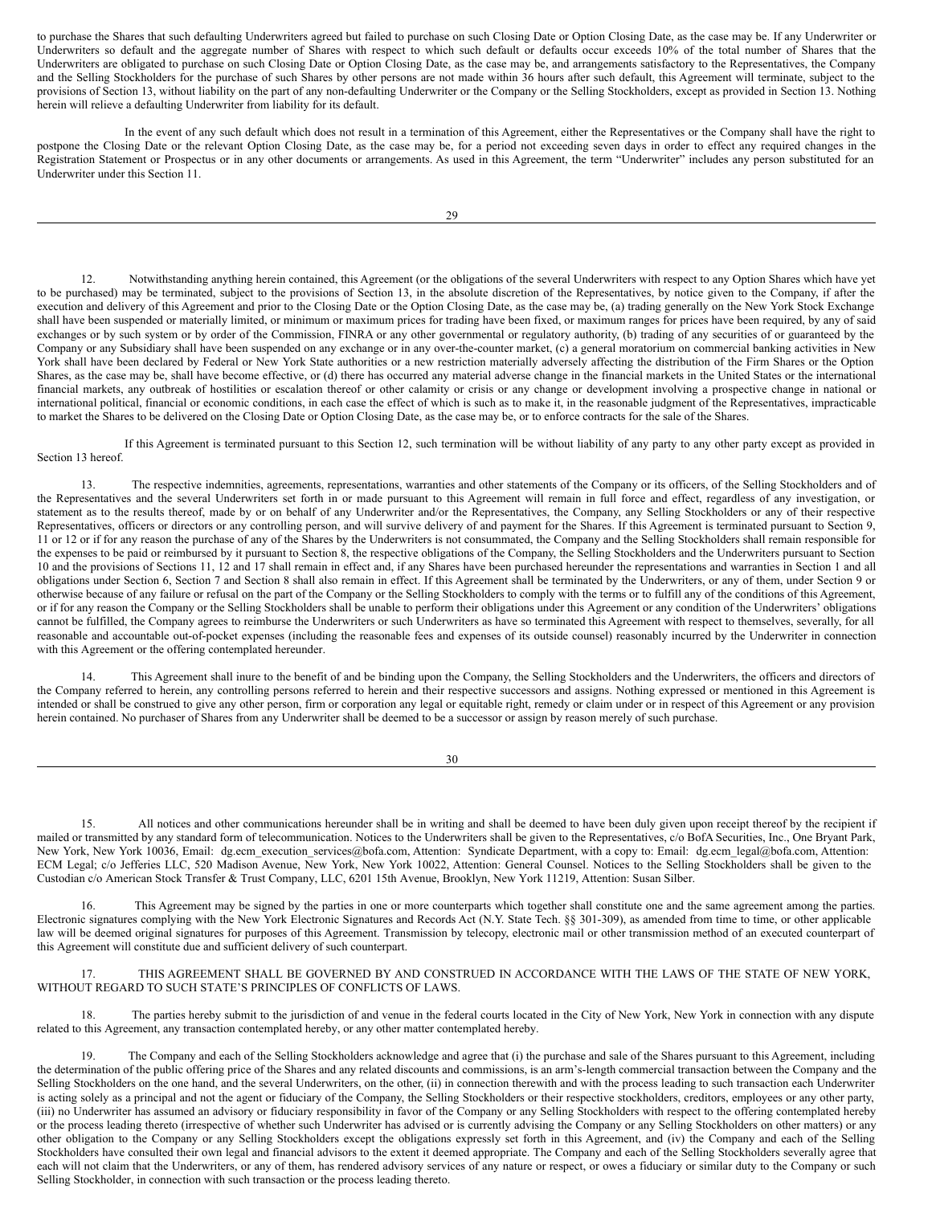to purchase the Shares that such defaulting Underwriters agreed but failed to purchase on such Closing Date or Option Closing Date, as the case may be. If any Underwriter or Underwriters so default and the aggregate number of Shares with respect to which such default or defaults occur exceeds 10% of the total number of Shares that the Underwriters are obligated to purchase on such Closing Date or Option Closing Date, as the case may be, and arrangements satisfactory to the Representatives, the Company and the Selling Stockholders for the purchase of such Shares by other persons are not made within 36 hours after such default, this Agreement will terminate, subject to the provisions of Section 13, without liability on the part of any non-defaulting Underwriter or the Company or the Selling Stockholders, except as provided in Section 13. Nothing herein will relieve a defaulting Underwriter from liability for its default.

In the event of any such default which does not result in a termination of this Agreement, either the Representatives or the Company shall have the right to postpone the Closing Date or the relevant Option Closing Date, as the case may be, for a period not exceeding seven days in order to effect any required changes in the Registration Statement or Prospectus or in any other documents or arrangements. As used in this Agreement, the term "Underwriter" includes any person substituted for an Underwriter under this Section 11.

12. Notwithstanding anything herein contained, this Agreement (or the obligations of the several Underwriters with respect to any Option Shares which have yet to be purchased) may be terminated, subject to the provisions of Section 13, in the absolute discretion of the Representatives, by notice given to the Company, if after the execution and delivery of this Agreement and prior to the Closing Date or the Option Closing Date, as the case may be, (a) trading generally on the New York Stock Exchange shall have been suspended or materially limited, or minimum or maximum prices for trading have been fixed, or maximum ranges for prices have been required, by any of said exchanges or by such system or by order of the Commission, FINRA or any other governmental or regulatory authority, (b) trading of any securities of or guaranteed by the Company or any Subsidiary shall have been suspended on any exchange or in any over-the-counter market, (c) a general moratorium on commercial banking activities in New York shall have been declared by Federal or New York State authorities or a new restriction materially adversely affecting the distribution of the Firm Shares or the Option Shares, as the case may be, shall have become effective, or (d) there has occurred any material adverse change in the financial markets in the United States or the international financial markets, any outbreak of hostilities or escalation thereof or other calamity or crisis or any change or development involving a prospective change in national or international political, financial or economic conditions, in each case the effect of which is such as to make it, in the reasonable judgment of the Representatives, impracticable to market the Shares to be delivered on the Closing Date or Option Closing Date, as the case may be, or to enforce contracts for the sale of the Shares.

If this Agreement is terminated pursuant to this Section 12, such termination will be without liability of any party to any other party except as provided in Section 13 hereof.

13. The respective indemnities, agreements, representations, warranties and other statements of the Company or its officers, of the Selling Stockholders and of the Representatives and the several Underwriters set forth in or made pursuant to this Agreement will remain in full force and effect, regardless of any investigation, or statement as to the results thereof, made by or on behalf of any Underwriter and/or the Representatives, the Company, any Selling Stockholders or any of their respective Representatives, officers or directors or any controlling person, and will survive delivery of and payment for the Shares. If this Agreement is terminated pursuant to Section 9, 11 or 12 or if for any reason the purchase of any of the Shares by the Underwriters is not consummated, the Company and the Selling Stockholders shall remain responsible for the expenses to be paid or reimbursed by it pursuant to Section 8, the respective obligations of the Company, the Selling Stockholders and the Underwriters pursuant to Section 10 and the provisions of Sections 11, 12 and 17 shall remain in effect and, if any Shares have been purchased hereunder the representations and warranties in Section 1 and all obligations under Section 6, Section 7 and Section 8 shall also remain in effect. If this Agreement shall be terminated by the Underwriters, or any of them, under Section 9 or otherwise because of any failure or refusal on the part of the Company or the Selling Stockholders to comply with the terms or to fulfill any of the conditions of this Agreement, or if for any reason the Company or the Selling Stockholders shall be unable to perform their obligations under this Agreement or any condition of the Underwriters' obligations cannot be fulfilled, the Company agrees to reimburse the Underwriters or such Underwriters as have so terminated this Agreement with respect to themselves, severally, for all reasonable and accountable out-of-pocket expenses (including the reasonable fees and expenses of its outside counsel) reasonably incurred by the Underwriter in connection with this Agreement or the offering contemplated hereunder.

14. This Agreement shall inure to the benefit of and be binding upon the Company, the Selling Stockholders and the Underwriters, the officers and directors of the Company referred to herein, any controlling persons referred to herein and their respective successors and assigns. Nothing expressed or mentioned in this Agreement is intended or shall be construed to give any other person, firm or corporation any legal or equitable right, remedy or claim under or in respect of this Agreement or any provision herein contained. No purchaser of Shares from any Underwriter shall be deemed to be a successor or assign by reason merely of such purchase.

15. All notices and other communications hereunder shall be in writing and shall be deemed to have been duly given upon receipt thereof by the recipient if mailed or transmitted by any standard form of telecommunication. Notices to the Underwriters shall be given to the Representatives, c/o BofA Securities, Inc., One Bryant Park, New York, New York 10036, Email: dg.ecm_execution_services@bofa.com, Attention: Syndicate Department, with a copy to: Email: dg.ecm_legal@bofa.com, Attention: ECM Legal; c/o Jefferies LLC, 520 Madison Avenue, New York, New York 10022, Attention: General Counsel. Notices to the Selling Stockholders shall be given to the Custodian c/o American Stock Transfer & Trust Company, LLC, 6201 15th Avenue, Brooklyn, New York 11219, Attention: Susan Silber.

16. This Agreement may be signed by the parties in one or more counterparts which together shall constitute one and the same agreement among the parties. Electronic signatures complying with the New York Electronic Signatures and Records Act (N.Y. State Tech. §§ 301-309), as amended from time to time, or other applicable law will be deemed original signatures for purposes of this Agreement. Transmission by telecopy, electronic mail or other transmission method of an executed counterpart of this Agreement will constitute due and sufficient delivery of such counterpart.

17. THIS AGREEMENT SHALL BE GOVERNED BY AND CONSTRUED IN ACCORDANCE WITH THE LAWS OF THE STATE OF NEW YORK, WITHOUT REGARD TO SUCH STATE'S PRINCIPLES OF CONFLICTS OF LAWS.

18. The parties hereby submit to the jurisdiction of and venue in the federal courts located in the City of New York, New York in connection with any dispute related to this Agreement, any transaction contemplated hereby, or any other matter contemplated hereby.

19. The Company and each of the Selling Stockholders acknowledge and agree that (i) the purchase and sale of the Shares pursuant to this Agreement, including the determination of the public offering price of the Shares and any related discounts and commissions, is an arm's-length commercial transaction between the Company and the Selling Stockholders on the one hand, and the several Underwriters, on the other, (ii) in connection therewith and with the process leading to such transaction each Underwriter is acting solely as a principal and not the agent or fiduciary of the Company, the Selling Stockholders or their respective stockholders, creditors, employees or any other party, (iii) no Underwriter has assumed an advisory or fiduciary responsibility in favor of the Company or any Selling Stockholders with respect to the offering contemplated hereby or the process leading thereto (irrespective of whether such Underwriter has advised or is currently advising the Company or any Selling Stockholders on other matters) or any other obligation to the Company or any Selling Stockholders except the obligations expressly set forth in this Agreement, and (iv) the Company and each of the Selling Stockholders have consulted their own legal and financial advisors to the extent it deemed appropriate. The Company and each of the Selling Stockholders severally agree that each will not claim that the Underwriters, or any of them, has rendered advisory services of any nature or respect, or owes a fiduciary or similar duty to the Company or such Selling Stockholder, in connection with such transaction or the process leading thereto.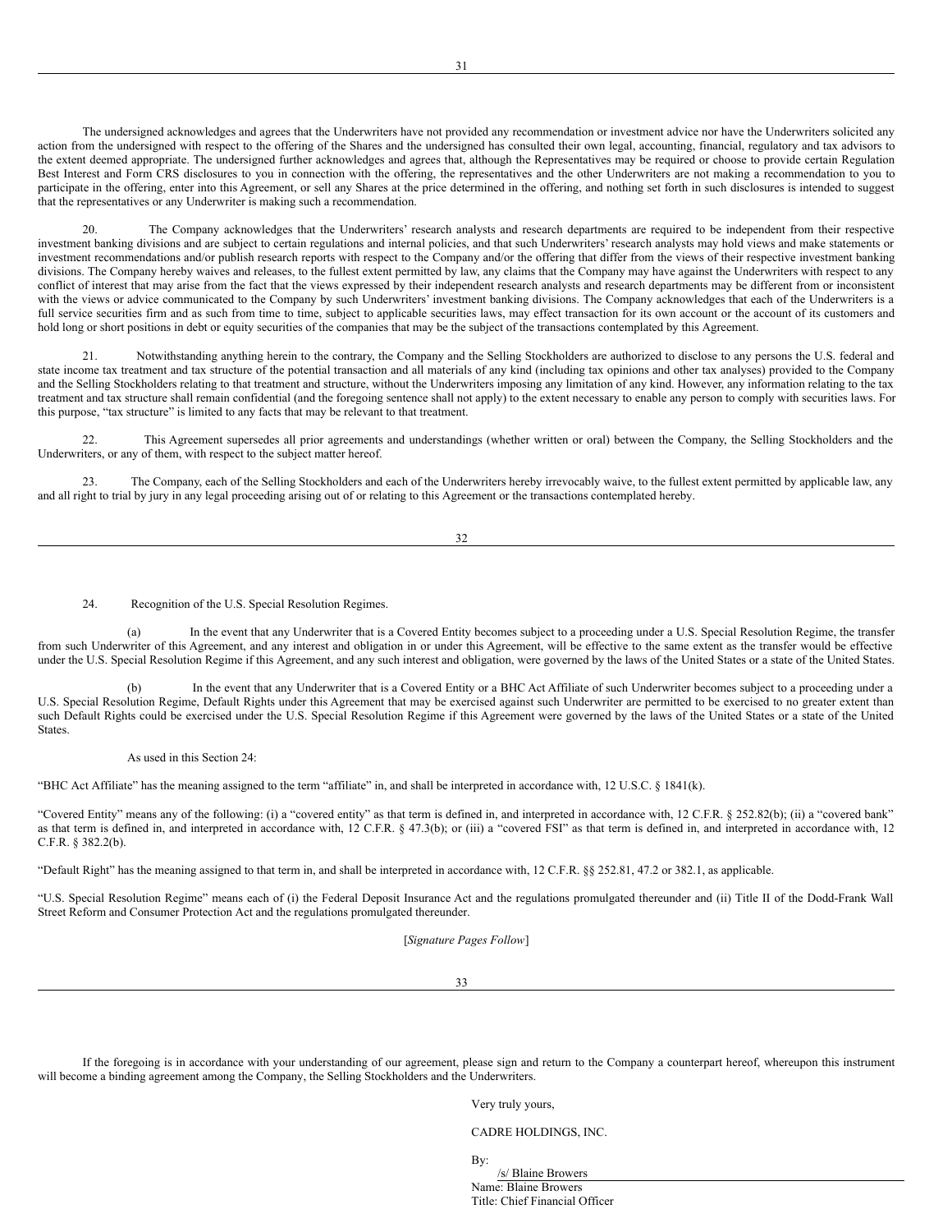The undersigned acknowledges and agrees that the Underwriters have not provided any recommendation or investment advice nor have the Underwriters solicited any action from the undersigned with respect to the offering of the Shares and the undersigned has consulted their own legal, accounting, financial, regulatory and tax advisors to the extent deemed appropriate. The undersigned further acknowledges and agrees that, although the Representatives may be required or choose to provide certain Regulation Best Interest and Form CRS disclosures to you in connection with the offering, the representatives and the other Underwriters are not making a recommendation to you to participate in the offering, enter into this Agreement, or sell any Shares at the price determined in the offering, and nothing set forth in such disclosures is intended to suggest that the representatives or any Underwriter is making such a recommendation.

20. The Company acknowledges that the Underwriters' research analysts and research departments are required to be independent from their respective investment banking divisions and are subject to certain regulations and internal policies, and that such Underwriters' research analysts may hold views and make statements or investment recommendations and/or publish research reports with respect to the Company and/or the offering that differ from the views of their respective investment banking divisions. The Company hereby waives and releases, to the fullest extent permitted by law, any claims that the Company may have against the Underwriters with respect to any conflict of interest that may arise from the fact that the views expressed by their independent research analysts and research departments may be different from or inconsistent with the views or advice communicated to the Company by such Underwriters' investment banking divisions. The Company acknowledges that each of the Underwriters is a full service securities firm and as such from time to time, subject to applicable securities laws, may effect transaction for its own account or the account of its customers and hold long or short positions in debt or equity securities of the companies that may be the subject of the transactions contemplated by this Agreement.

21. Notwithstanding anything herein to the contrary, the Company and the Selling Stockholders are authorized to disclose to any persons the U.S. federal and state income tax treatment and tax structure of the potential transaction and all materials of any kind (including tax opinions and other tax analyses) provided to the Company and the Selling Stockholders relating to that treatment and structure, without the Underwriters imposing any limitation of any kind. However, any information relating to the tax treatment and tax structure shall remain confidential (and the foregoing sentence shall not apply) to the extent necessary to enable any person to comply with securities laws. For this purpose, "tax structure" is limited to any facts that may be relevant to that treatment.

22. This Agreement supersedes all prior agreements and understandings (whether written or oral) between the Company, the Selling Stockholders and the Underwriters, or any of them, with respect to the subject matter hereof.

23. The Company, each of the Selling Stockholders and each of the Underwriters hereby irrevocably waive, to the fullest extent permitted by applicable law, any and all right to trial by jury in any legal proceeding arising out of or relating to this Agreement or the transactions contemplated hereby.

24. Recognition of the U.S. Special Resolution Regimes.

(a) In the event that any Underwriter that is a Covered Entity becomes subject to a proceeding under a U.S. Special Resolution Regime, the transfer from such Underwriter of this Agreement, and any interest and obligation in or under this Agreement, will be effective to the same extent as the transfer would be effective under the U.S. Special Resolution Regime if this Agreement, and any such interest and obligation, were governed by the laws of the United States or a state of the United States.

(b) In the event that any Underwriter that is a Covered Entity or a BHC Act Affiliate of such Underwriter becomes subject to a proceeding under a U.S. Special Resolution Regime, Default Rights under this Agreement that may be exercised against such Underwriter are permitted to be exercised to no greater extent than such Default Rights could be exercised under the U.S. Special Resolution Regime if this Agreement were governed by the laws of the United States or a state of the United States.

As used in this Section 24:

"BHC Act Affiliate" has the meaning assigned to the term "affiliate" in, and shall be interpreted in accordance with, 12 U.S.C. § 1841(k).

"Covered Entity" means any of the following: (i) a "covered entity" as that term is defined in, and interpreted in accordance with, 12 C.F.R. § 252.82(b); (ii) a "covered bank" as that term is defined in, and interpreted in accordance with, 12 C.F.R. § 47.3(b); or (iii) a "covered FSI" as that term is defined in, and interpreted in accordance with, 12 C.F.R. § 382.2(b).

"Default Right" has the meaning assigned to that term in, and shall be interpreted in accordance with, 12 C.F.R. §§ 252.81, 47.2 or 382.1, as applicable.

"U.S. Special Resolution Regime" means each of (i) the Federal Deposit Insurance Act and the regulations promulgated thereunder and (ii) Title II of the Dodd-Frank Wall Street Reform and Consumer Protection Act and the regulations promulgated thereunder.

[*Signature Pages Follow*]

If the foregoing is in accordance with your understanding of our agreement, please sign and return to the Company a counterpart hereof, whereupon this instrument will become a binding agreement among the Company, the Selling Stockholders and the Underwriters.

Very truly yours,

CADRE HOLDINGS, INC.

By: /s/ Blaine Browers
Name: Blaine Browers
Title: Chief Financial Officer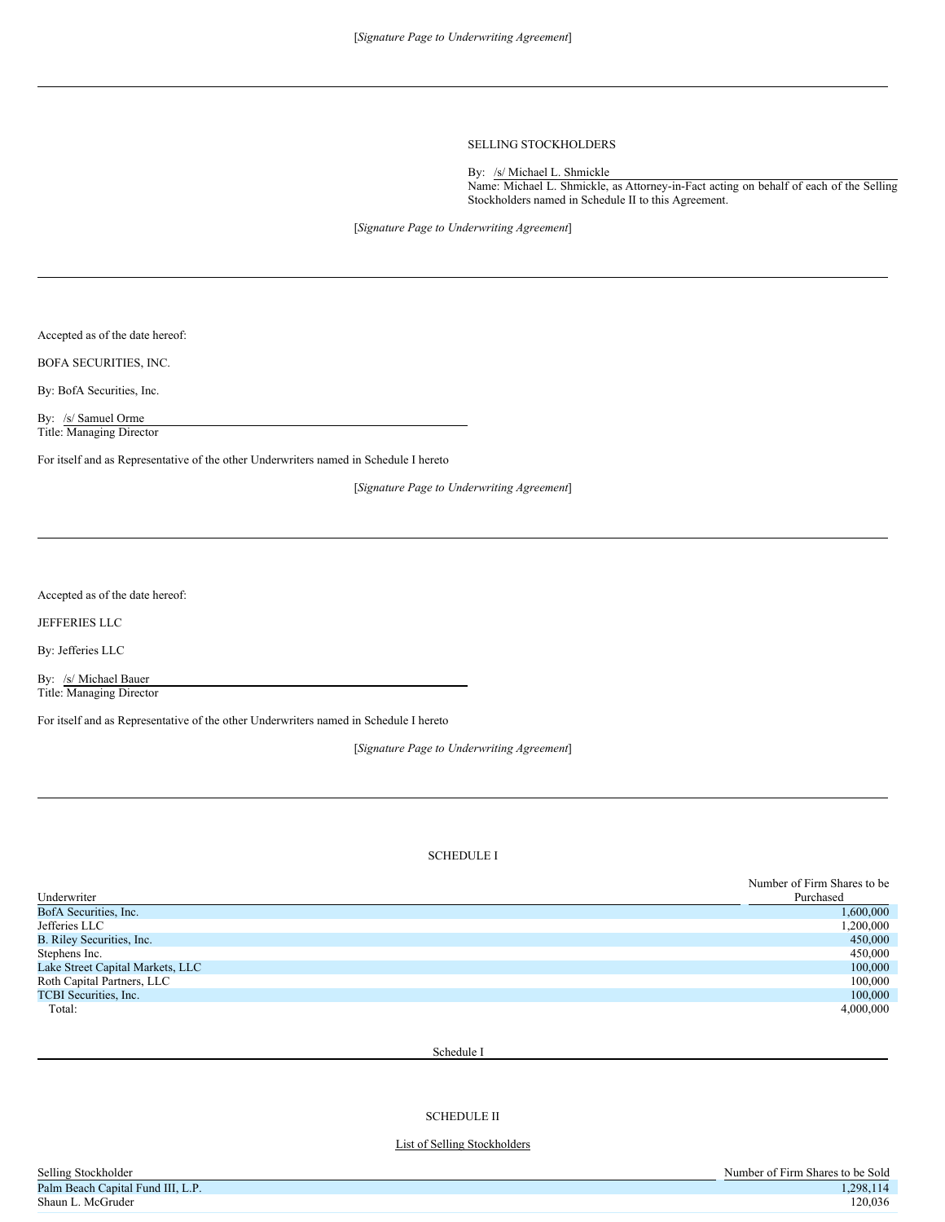[*Signature Page to Underwriting Agreement*]

---

SELLING STOCKHOLDERS

By: /s/ Michael L. Shmickle
Name: Michael L. Shmickle, as Attorney-in-Fact acting on behalf of each of the Selling Stockholders named in Schedule II to this Agreement.

[*Signature Page to Underwriting Agreement*]

---

Accepted as of the date hereof:

BOFA SECURITIES, INC.

By: BofA Securities, Inc.

By: /s/ Samuel Orme
Title: Managing Director

For itself and as Representative of the other Underwriters named in Schedule I hereto

[*Signature Page to Underwriting Agreement*]

---

Accepted as of the date hereof:

JEFFERIES LLC

By: Jefferies LLC

By: /s/ Michael Bauer
Title: Managing Director

For itself and as Representative of the other Underwriters named in Schedule I hereto

[*Signature Page to Underwriting Agreement*]

---

SCHEDULE I

| Underwriter | Number of Firm Shares to be Purchased |
|---|---|
| BofA Securities, Inc. | 1,600,000 |
| Jefferies LLC | 1,200,000 |
| B. Riley Securities, Inc. | 450,000 |
| Stephens Inc. | 450,000 |
| Lake Street Capital Markets, LLC | 100,000 |
| Roth Capital Partners, LLC | 100,000 |
| TCBI Securities, Inc. | 100,000 |
| Total: | 4,000,000 |

Schedule I

---

SCHEDULE II

List of Selling Stockholders

| Selling Stockholder | Number of Firm Shares to be Sold |
|---|---|
| Palm Beach Capital Fund III, L.P. | 1,298,114 |
| Shaun L. McGruder | 120,036 |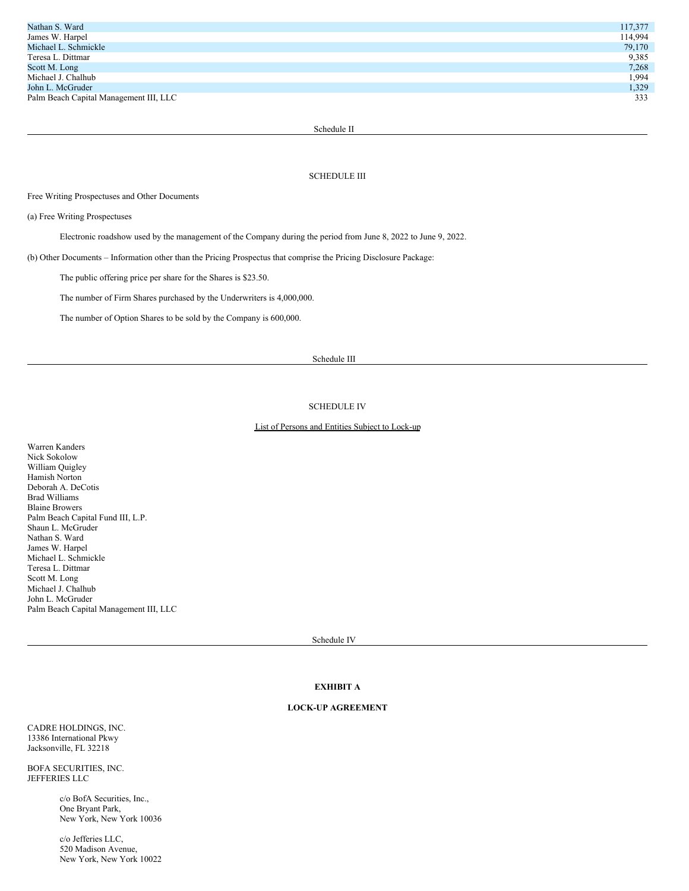| | |
|---|---|
| Nathan S. Ward | 117,377 |
| James W. Harpel | 114,994 |
| Michael L. Schmickle | 79,170 |
| Teresa L. Dittmar | 9,385 |
| Scott M. Long | 7,268 |
| Michael J. Chalhub | 1,994 |
| John L. McGruder | 1,329 |
| Palm Beach Capital Management III, LLC | 333 |

Schedule II

SCHEDULE III

Free Writing Prospectuses and Other Documents

(a) Free Writing Prospectuses

Electronic roadshow used by the management of the Company during the period from June 8, 2022 to June 9, 2022.

(b) Other Documents – Information other than the Pricing Prospectus that comprise the Pricing Disclosure Package:

The public offering price per share for the Shares is $23.50.

The number of Firm Shares purchased by the Underwriters is 4,000,000.

The number of Option Shares to be sold by the Company is 600,000.

Schedule III

SCHEDULE IV

List of Persons and Entities Subject to Lock-up

Warren Kanders
Nick Sokolow
William Quigley
Hamish Norton
Deborah A. DeCotis
Brad Williams
Blaine Browers
Palm Beach Capital Fund III, L.P.
Shaun L. McGruder
Nathan S. Ward
James W. Harpel
Michael L. Schmickle
Teresa L. Dittmar
Scott M. Long
Michael J. Chalhub
John L. McGruder
Palm Beach Capital Management III, LLC

Schedule IV

**EXHIBIT A**

**LOCK-UP AGREEMENT**

CADRE HOLDINGS, INC.
13386 International Pkwy
Jacksonville, FL 32218

BOFA SECURITIES, INC.
JEFFERIES LLC

c/o BofA Securities, Inc.,
One Bryant Park,
New York, New York 10036

c/o Jefferies LLC,
520 Madison Avenue,
New York, New York 10022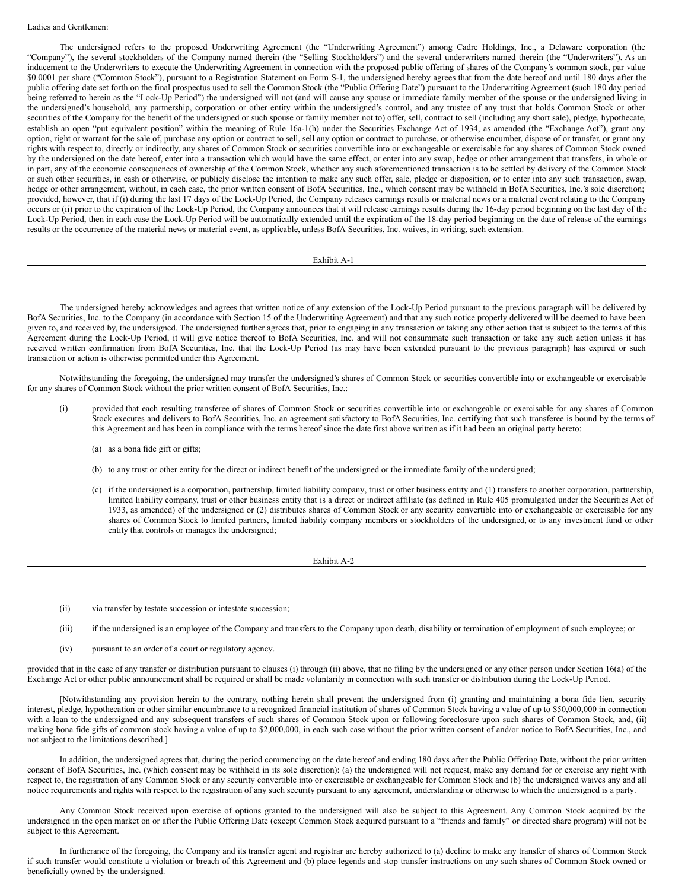Ladies and Gentlemen:

The undersigned refers to the proposed Underwriting Agreement (the "Underwriting Agreement") among Cadre Holdings, Inc., a Delaware corporation (the "Company"), the several stockholders of the Company named therein (the "Selling Stockholders") and the several underwriters named therein (the "Underwriters"). As an inducement to the Underwriters to execute the Underwriting Agreement in connection with the proposed public offering of shares of the Company's common stock, par value $0.0001 per share ("Common Stock"), pursuant to a Registration Statement on Form S-1, the undersigned hereby agrees that from the date hereof and until 180 days after the public offering date set forth on the final prospectus used to sell the Common Stock (the "Public Offering Date") pursuant to the Underwriting Agreement (such 180 day period being referred to herein as the "Lock-Up Period") the undersigned will not (and will cause any spouse or immediate family member of the spouse or the undersigned living in the undersigned's household, any partnership, corporation or other entity within the undersigned's control, and any trustee of any trust that holds Common Stock or other securities of the Company for the benefit of the undersigned or such spouse or family member not to) offer, sell, contract to sell (including any short sale), pledge, hypothecate, establish an open "put equivalent position" within the meaning of Rule 16a-1(h) under the Securities Exchange Act of 1934, as amended (the "Exchange Act"), grant any option, right or warrant for the sale of, purchase any option or contract to sell, sell any option or contract to purchase, or otherwise encumber, dispose of or transfer, or grant any rights with respect to, directly or indirectly, any shares of Common Stock or securities convertible into or exchangeable or exercisable for any shares of Common Stock owned by the undersigned on the date hereof, enter into a transaction which would have the same effect, or enter into any swap, hedge or other arrangement that transfers, in whole or in part, any of the economic consequences of ownership of the Common Stock, whether any such aforementioned transaction is to be settled by delivery of the Common Stock or such other securities, in cash or otherwise, or publicly disclose the intention to make any such offer, sale, pledge or disposition, or to enter into any such transaction, swap, hedge or other arrangement, without, in each case, the prior written consent of BofA Securities, Inc., which consent may be withheld in BofA Securities, Inc.'s sole discretion; provided, however, that if (i) during the last 17 days of the Lock-Up Period, the Company releases earnings results or material news or a material event relating to the Company occurs or (ii) prior to the expiration of the Lock-Up Period, the Company announces that it will release earnings results during the 16-day period beginning on the last day of the Lock-Up Period, then in each case the Lock-Up Period will be automatically extended until the expiration of the 18-day period beginning on the date of release of the earnings results or the occurrence of the material news or material event, as applicable, unless BofA Securities, Inc. waives, in writing, such extension.

Exhibit A-1

The undersigned hereby acknowledges and agrees that written notice of any extension of the Lock-Up Period pursuant to the previous paragraph will be delivered by BofA Securities, Inc. to the Company (in accordance with Section 15 of the Underwriting Agreement) and that any such notice properly delivered will be deemed to have been given to, and received by, the undersigned. The undersigned further agrees that, prior to engaging in any transaction or taking any other action that is subject to the terms of this Agreement during the Lock-Up Period, it will give notice thereof to BofA Securities, Inc. and will not consummate such transaction or take any such action unless it has received written confirmation from BofA Securities, Inc. that the Lock-Up Period (as may have been extended pursuant to the previous paragraph) has expired or such transaction or action is otherwise permitted under this Agreement.

Notwithstanding the foregoing, the undersigned may transfer the undersigned's shares of Common Stock or securities convertible into or exchangeable or exercisable for any shares of Common Stock without the prior written consent of BofA Securities, Inc.:

(i) provided that each resulting transferee of shares of Common Stock or securities convertible into or exchangeable or exercisable for any shares of Common Stock executes and delivers to BofA Securities, Inc. an agreement satisfactory to BofA Securities, Inc. certifying that such transferee is bound by the terms of this Agreement and has been in compliance with the terms hereof since the date first above written as if it had been an original party hereto:

  (a) as a bona fide gift or gifts;

  (b) to any trust or other entity for the direct or indirect benefit of the undersigned or the immediate family of the undersigned;

  (c) if the undersigned is a corporation, partnership, limited liability company, trust or other business entity and (1) transfers to another corporation, partnership, limited liability company, trust or other business entity that is a direct or indirect affiliate (as defined in Rule 405 promulgated under the Securities Act of 1933, as amended) of the undersigned or (2) distributes shares of Common Stock or any security convertible into or exchangeable or exercisable for any shares of Common Stock to limited partners, limited liability company members or stockholders of the undersigned, or to any investment fund or other entity that controls or manages the undersigned;

Exhibit A-2

(ii) via transfer by testate succession or intestate succession;

(iii) if the undersigned is an employee of the Company and transfers to the Company upon death, disability or termination of employment of such employee; or

(iv) pursuant to an order of a court or regulatory agency.

provided that in the case of any transfer or distribution pursuant to clauses (i) through (ii) above, that no filing by the undersigned or any other person under Section 16(a) of the Exchange Act or other public announcement shall be required or shall be made voluntarily in connection with such transfer or distribution during the Lock-Up Period.

[Notwithstanding any provision herein to the contrary, nothing herein shall prevent the undersigned from (i) granting and maintaining a bona fide lien, security interest, pledge, hypothecation or other similar encumbrance to a recognized financial institution of shares of Common Stock having a value of up to $50,000,000 in connection with a loan to the undersigned and any subsequent transfers of such shares of Common Stock upon or following foreclosure upon such shares of Common Stock, and, (ii) making bona fide gifts of common stock having a value of up to $2,000,000, in each such case without the prior written consent of and/or notice to BofA Securities, Inc., and not subject to the limitations described.]

In addition, the undersigned agrees that, during the period commencing on the date hereof and ending 180 days after the Public Offering Date, without the prior written consent of BofA Securities, Inc. (which consent may be withheld in its sole discretion): (a) the undersigned will not request, make any demand for or exercise any right with respect to, the registration of any Common Stock or any security convertible into or exercisable or exchangeable for Common Stock and (b) the undersigned waives any and all notice requirements and rights with respect to the registration of any such security pursuant to any agreement, understanding or otherwise to which the undersigned is a party.

Any Common Stock received upon exercise of options granted to the undersigned will also be subject to this Agreement. Any Common Stock acquired by the undersigned in the open market on or after the Public Offering Date (except Common Stock acquired pursuant to a "friends and family" or directed share program) will not be subject to this Agreement.

In furtherance of the foregoing, the Company and its transfer agent and registrar are hereby authorized to (a) decline to make any transfer of shares of Common Stock if such transfer would constitute a violation or breach of this Agreement and (b) place legends and stop transfer instructions on any such shares of Common Stock owned or beneficially owned by the undersigned.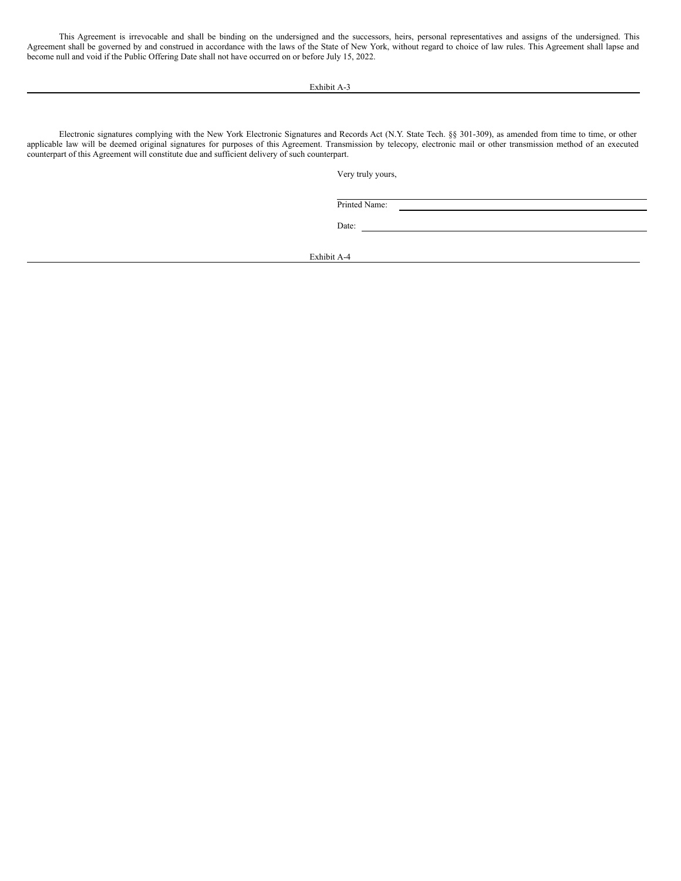This Agreement is irrevocable and shall be binding on the undersigned and the successors, heirs, personal representatives and assigns of the undersigned. This Agreement shall be governed by and construed in accordance with the laws of the State of New York, without regard to choice of law rules. This Agreement shall lapse and become null and void if the Public Offering Date shall not have occurred on or before July 15, 2022.

Electronic signatures complying with the New York Electronic Signatures and Records Act (N.Y. State Tech. §§ 301-309), as amended from time to time, or other applicable law will be deemed original signatures for purposes of this Agreement. Transmission by telecopy, electronic mail or other transmission method of an executed counterpart of this Agreement will constitute due and sufficient delivery of such counterpart.

Very truly yours,

\_\_\_\_\_\_\_\_\_\_\_\_\_\_\_\_\_\_\_\_\_\_\_\_\_\_\_\_\_\_

Printed Name: \_\_\_\_\_\_\_\_\_\_\_\_\_\_\_\_\_\_\_\_\_\_\_\_\_\_\_\_\_\_

Date: \_\_\_\_\_\_\_\_\_\_\_\_\_\_\_\_\_\_\_\_\_\_\_\_\_\_\_\_\_\_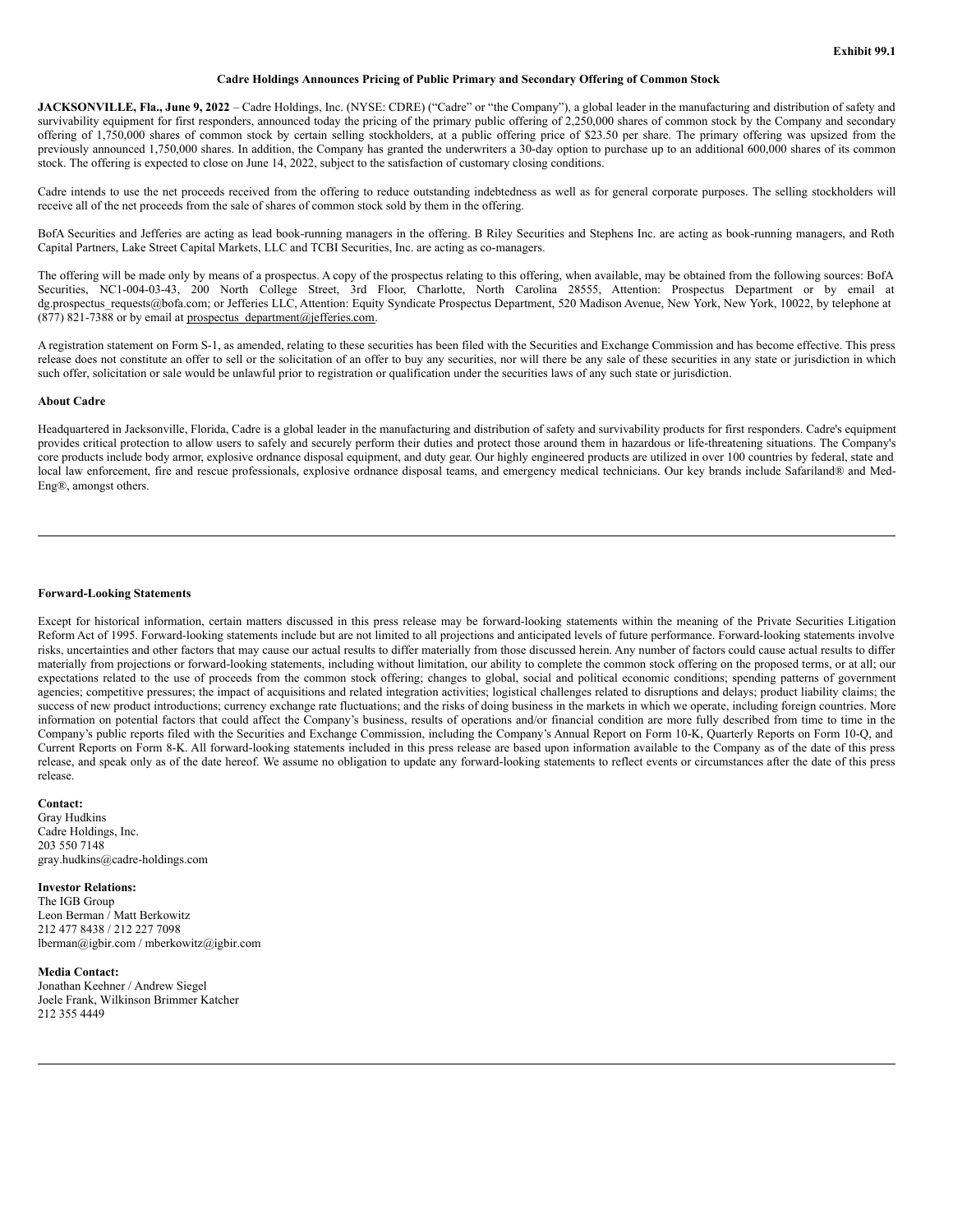**Exhibit 99.1**

# Cadre Holdings Announces Pricing of Public Primary and Secondary Offering of Common Stock

**JACKSONVILLE, Fla., June 9, 2022** – Cadre Holdings, Inc. (NYSE: CDRE) ("Cadre" or "the Company"), a global leader in the manufacturing and distribution of safety and survivability equipment for first responders, announced today the pricing of the primary public offering of 2,250,000 shares of common stock by the Company and secondary offering of 1,750,000 shares of common stock by certain selling stockholders, at a public offering price of $23.50 per share. The primary offering was upsized from the previously announced 1,750,000 shares. In addition, the Company has granted the underwriters a 30-day option to purchase up to an additional 600,000 shares of its common stock. The offering is expected to close on June 14, 2022, subject to the satisfaction of customary closing conditions.

Cadre intends to use the net proceeds received from the offering to reduce outstanding indebtedness as well as for general corporate purposes. The selling stockholders will receive all of the net proceeds from the sale of shares of common stock sold by them in the offering.

BofA Securities and Jefferies are acting as lead book-running managers in the offering. B Riley Securities and Stephens Inc. are acting as book-running managers, and Roth Capital Partners, Lake Street Capital Markets, LLC and TCBI Securities, Inc. are acting as co-managers.

The offering will be made only by means of a prospectus. A copy of the prospectus relating to this offering, when available, may be obtained from the following sources: BofA Securities, NC1-004-03-43, 200 North College Street, 3rd Floor, Charlotte, North Carolina 28555, Attention: Prospectus Department or by email at dg.prospectus_requests@bofa.com; or Jefferies LLC, Attention: Equity Syndicate Prospectus Department, 520 Madison Avenue, New York, New York, 10022, by telephone at (877) 821-7388 or by email at prospectus_department@jefferies.com.

A registration statement on Form S-1, as amended, relating to these securities has been filed with the Securities and Exchange Commission and has become effective. This press release does not constitute an offer to sell or the solicitation of an offer to buy any securities, nor will there be any sale of these securities in any state or jurisdiction in which such offer, solicitation or sale would be unlawful prior to registration or qualification under the securities laws of any such state or jurisdiction.

**About Cadre**

Headquartered in Jacksonville, Florida, Cadre is a global leader in the manufacturing and distribution of safety and survivability products for first responders. Cadre's equipment provides critical protection to allow users to safely and securely perform their duties and protect those around them in hazardous or life-threatening situations. The Company's core products include body armor, explosive ordnance disposal equipment, and duty gear. Our highly engineered products are utilized in over 100 countries by federal, state and local law enforcement, fire and rescue professionals, explosive ordnance disposal teams, and emergency medical technicians. Our key brands include Safariland® and Med-Eng®, amongst others.

---

**Forward-Looking Statements**

Except for historical information, certain matters discussed in this press release may be forward-looking statements within the meaning of the Private Securities Litigation Reform Act of 1995. Forward-looking statements include but are not limited to all projections and anticipated levels of future performance. Forward-looking statements involve risks, uncertainties and other factors that may cause our actual results to differ materially from those discussed herein. Any number of factors could cause actual results to differ materially from projections or forward-looking statements, including without limitation, our ability to complete the common stock offering on the proposed terms, or at all; our expectations related to the use of proceeds from the common stock offering; changes to global, social and political economic conditions; spending patterns of government agencies; competitive pressures; the impact of acquisitions and related integration activities; logistical challenges related to disruptions and delays; product liability claims; the success of new product introductions; currency exchange rate fluctuations; and the risks of doing business in the markets in which we operate, including foreign countries. More information on potential factors that could affect the Company's business, results of operations and/or financial condition are more fully described from time to time in the Company's public reports filed with the Securities and Exchange Commission, including the Company's Annual Report on Form 10-K, Quarterly Reports on Form 10-Q, and Current Reports on Form 8-K. All forward-looking statements included in this press release are based upon information available to the Company as of the date of this press release, and speak only as of the date hereof. We assume no obligation to update any forward-looking statements to reflect events or circumstances after the date of this press release.

**Contact:**
Gray Hudkins
Cadre Holdings, Inc.
203 550 7148
gray.hudkins@cadre-holdings.com

**Investor Relations:**
The IGB Group
Leon Berman / Matt Berkowitz
212 477 8438 / 212 227 7098
lberman@igbir.com / mberkowitz@igbir.com

**Media Contact:**
Jonathan Keehner / Andrew Siegel
Joele Frank, Wilkinson Brimmer Katcher
212 355 4449